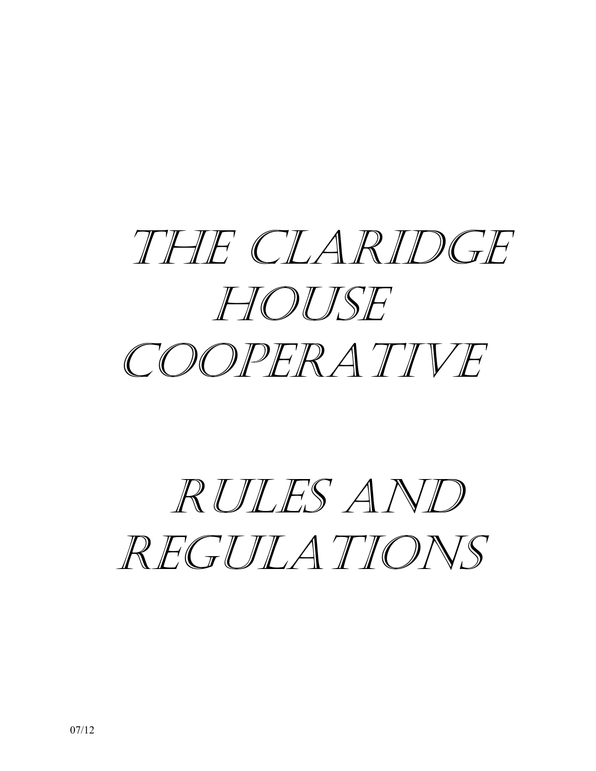# The Claridge House Cooperative

# Rules and Regulations

07/12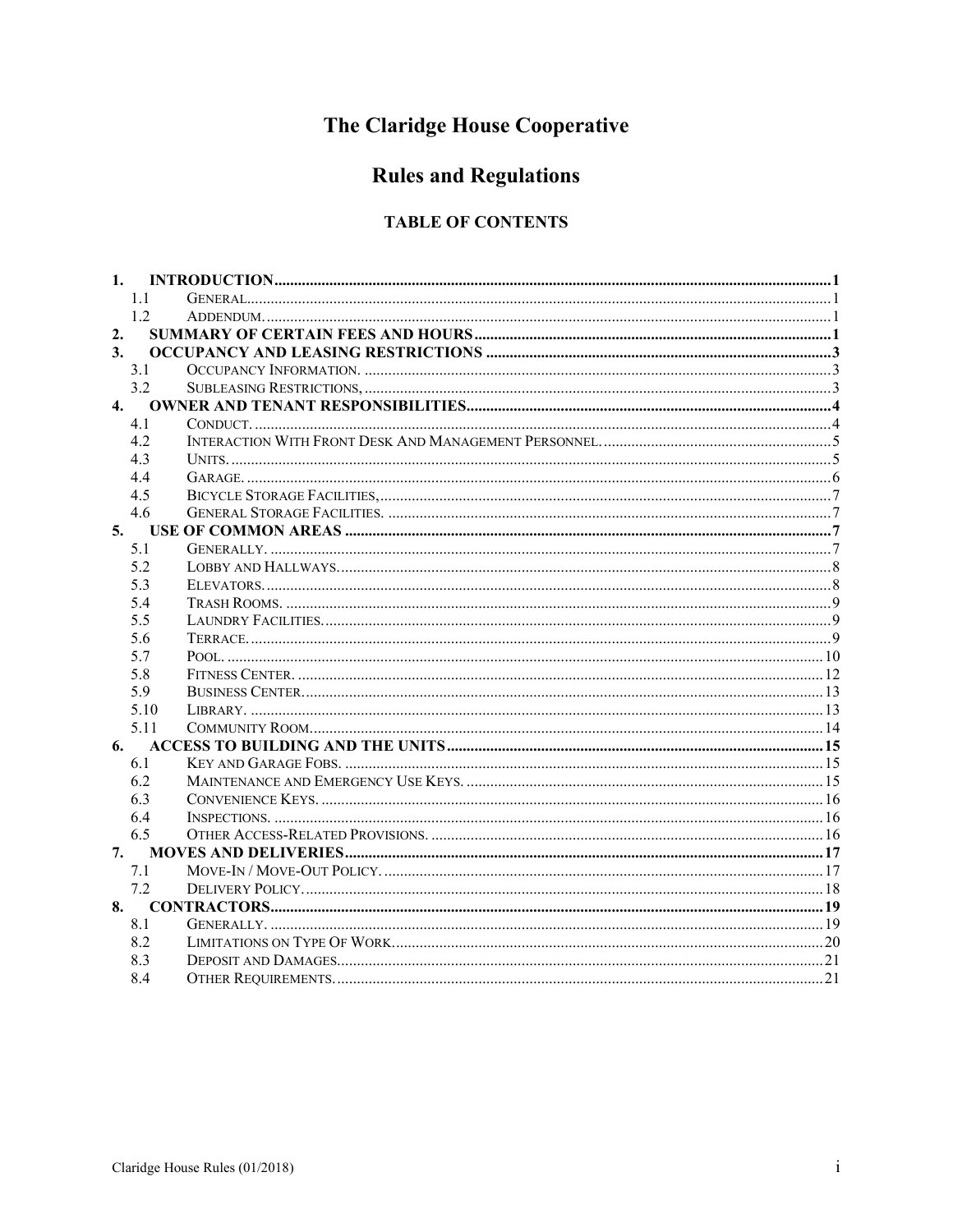# The Claridge House Cooperative

# Rules and Regulations

## TABLE OF CONTENTS

- **1. INTRODUCTION** ........ 1
  - 1.1 General ........ 1
  - 1.2 Addendum ........ 1
- **2. SUMMARY OF CERTAIN FEES AND HOURS** ........ 1
- **3. OCCUPANCY AND LEASING RESTRICTIONS** ........ 3
  - 3.1 Occupancy Information. ........ 3
  - 3.2 Subleasing Restrictions, ........ 3
- **4. OWNER AND TENANT RESPONSIBILITIES** ........ 4
  - 4.1 Conduct. ........ 4
  - 4.2 Interaction With Front Desk And Management Personnel. ........ 5
  - 4.3 Units. ........ 5
  - 4.4 Garage. ........ 6
  - 4.5 Bicycle Storage Facilities, ........ 7
  - 4.6 General Storage Facilities. ........ 7
- **5. USE OF COMMON AREAS** ........ 7
  - 5.1 Generally. ........ 7
  - 5.2 Lobby and Hallways. ........ 8
  - 5.3 Elevators. ........ 8
  - 5.4 Trash Rooms. ........ 9
  - 5.5 Laundry Facilities. ........ 9
  - 5.6 Terrace. ........ 9
  - 5.7 Pool. ........ 10
  - 5.8 Fitness Center. ........ 12
  - 5.9 Business Center. ........ 13
  - 5.10 Library. ........ 13
  - 5.11 Community Room. ........ 14
- **6. ACCESS TO BUILDING AND THE UNITS** ........ 15
  - 6.1 Key and Garage Fobs. ........ 15
  - 6.2 Maintenance and Emergency Use Keys. ........ 15
  - 6.3 Convenience Keys. ........ 16
  - 6.4 Inspections. ........ 16
  - 6.5 Other Access-Related Provisions. ........ 16
- **7. MOVES AND DELIVERIES** ........ 17
  - 7.1 Move-In / Move-Out Policy. ........ 17
  - 7.2 Delivery Policy. ........ 18
- **8. CONTRACTORS** ........ 19
  - 8.1 Generally. ........ 19
  - 8.2 Limitations on Type Of Work. ........ 20
  - 8.3 Deposit and Damages. ........ 21
  - 8.4 Other Requirements. ........ 21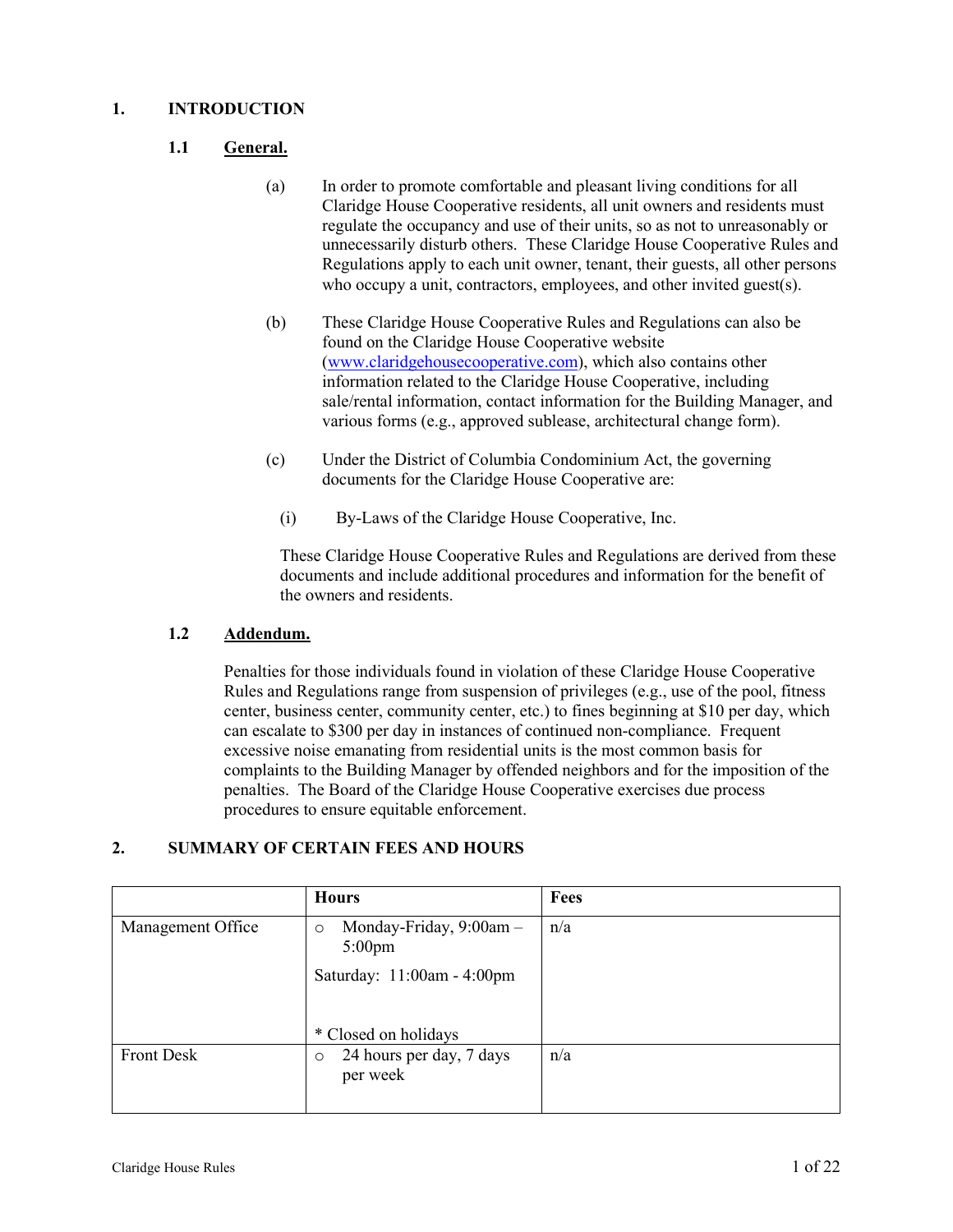# 1. INTRODUCTION

## 1.1 General.

(a) In order to promote comfortable and pleasant living conditions for all Claridge House Cooperative residents, all unit owners and residents must regulate the occupancy and use of their units, so as not to unreasonably or unnecessarily disturb others. These Claridge House Cooperative Rules and Regulations apply to each unit owner, tenant, their guests, all other persons who occupy a unit, contractors, employees, and other invited guest(s).

(b) These Claridge House Cooperative Rules and Regulations can also be found on the Claridge House Cooperative website (www.claridgehousecooperative.com), which also contains other information related to the Claridge House Cooperative, including sale/rental information, contact information for the Building Manager, and various forms (e.g., approved sublease, architectural change form).

(c) Under the District of Columbia Condominium Act, the governing documents for the Claridge House Cooperative are:

(i) By-Laws of the Claridge House Cooperative, Inc.

These Claridge House Cooperative Rules and Regulations are derived from these documents and include additional procedures and information for the benefit of the owners and residents.

## 1.2 Addendum.

Penalties for those individuals found in violation of these Claridge House Cooperative Rules and Regulations range from suspension of privileges (e.g., use of the pool, fitness center, business center, community center, etc.) to fines beginning at $10 per day, which can escalate to $300 per day in instances of continued non-compliance. Frequent excessive noise emanating from residential units is the most common basis for complaints to the Building Manager by offended neighbors and for the imposition of the penalties. The Board of the Claridge House Cooperative exercises due process procedures to ensure equitable enforcement.

# 2. SUMMARY OF CERTAIN FEES AND HOURS

| | Hours | Fees |
|---|---|---|
| Management Office | ○ Monday-Friday, 9:00am – 5:00pm<br>Saturday: 11:00am - 4:00pm<br><br>* Closed on holidays | n/a |
| Front Desk | ○ 24 hours per day, 7 days per week | n/a |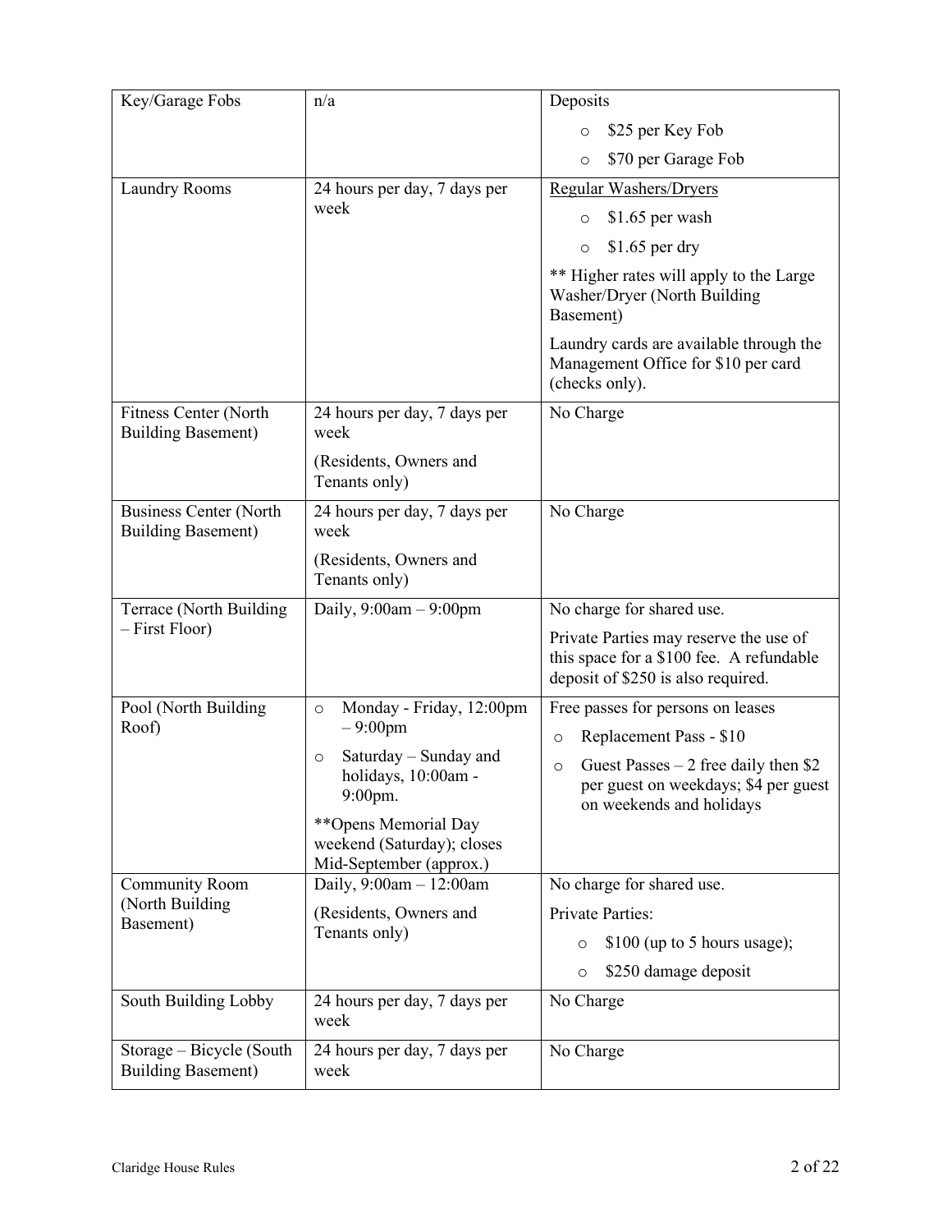| Key/Garage Fobs | n/a | Deposits<br>o $25 per Key Fob<br>o $70 per Garage Fob |
|---|---|---|
| Laundry Rooms | 24 hours per day, 7 days per week | Regular Washers/Dryers<br>o $1.65 per wash<br>o $1.65 per dry<br>** Higher rates will apply to the Large Washer/Dryer (North Building Basement)<br>Laundry cards are available through the Management Office for $10 per card (checks only). |
| Fitness Center (North Building Basement) | 24 hours per day, 7 days per week<br>(Residents, Owners and Tenants only) | No Charge |
| Business Center (North Building Basement) | 24 hours per day, 7 days per week<br>(Residents, Owners and Tenants only) | No Charge |
| Terrace (North Building – First Floor) | Daily, 9:00am – 9:00pm | No charge for shared use.<br>Private Parties may reserve the use of this space for a $100 fee. A refundable deposit of $250 is also required. |
| Pool (North Building Roof) | o Monday - Friday, 12:00pm – 9:00pm<br>o Saturday – Sunday and holidays, 10:00am - 9:00pm.<br>**Opens Memorial Day weekend (Saturday); closes Mid-September (approx.) | Free passes for persons on leases<br>o Replacement Pass - $10<br>o Guest Passes – 2 free daily then $2 per guest on weekdays; $4 per guest on weekends and holidays |
| Community Room (North Building Basement) | Daily, 9:00am – 12:00am<br>(Residents, Owners and Tenants only) | No charge for shared use.<br>Private Parties:<br>o $100 (up to 5 hours usage);<br>o $250 damage deposit |
| South Building Lobby | 24 hours per day, 7 days per week | No Charge |
| Storage – Bicycle (South Building Basement) | 24 hours per day, 7 days per week | No Charge |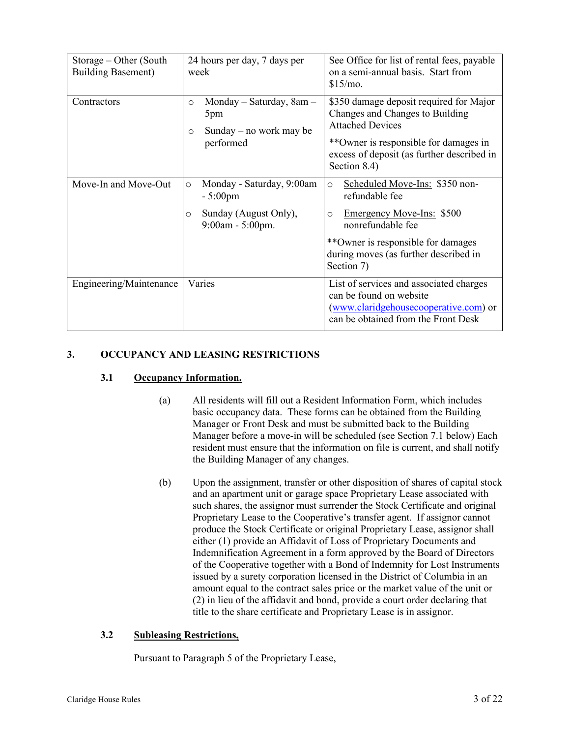| | | |
|---|---|---|
| Storage – Other (South Building Basement) | 24 hours per day, 7 days per week | See Office for list of rental fees, payable on a semi-annual basis. Start from $15/mo. |
| Contractors | ○ Monday – Saturday, 8am – 5pm<br>○ Sunday – no work may be performed | $350 damage deposit required for Major Changes and Changes to Building Attached Devices<br>**Owner is responsible for damages in excess of deposit (as further described in Section 8.4) |
| Move-In and Move-Out | ○ Monday - Saturday, 9:00am - 5:00pm<br>○ Sunday (August Only), 9:00am - 5:00pm. | ○ <u>Scheduled Move-Ins:</u> $350 non-refundable fee<br>○ <u>Emergency Move-Ins:</u> $500 nonrefundable fee<br>**Owner is responsible for damages during moves (as further described in Section 7) |
| Engineering/Maintenance | Varies | List of services and associated charges can be found on website (www.claridgehousecooperative.com) or can be obtained from the Front Desk |

## 3. OCCUPANCY AND LEASING RESTRICTIONS

### 3.1 <u>Occupancy Information.</u>

(a) All residents will fill out a Resident Information Form, which includes basic occupancy data. These forms can be obtained from the Building Manager or Front Desk and must be submitted back to the Building Manager before a move-in will be scheduled (see Section 7.1 below) Each resident must ensure that the information on file is current, and shall notify the Building Manager of any changes.

(b) Upon the assignment, transfer or other disposition of shares of capital stock and an apartment unit or garage space Proprietary Lease associated with such shares, the assignor must surrender the Stock Certificate and original Proprietary Lease to the Cooperative's transfer agent. If assignor cannot produce the Stock Certificate or original Proprietary Lease, assignor shall either (1) provide an Affidavit of Loss of Proprietary Documents and Indemnification Agreement in a form approved by the Board of Directors of the Cooperative together with a Bond of Indemnity for Lost Instruments issued by a surety corporation licensed in the District of Columbia in an amount equal to the contract sales price or the market value of the unit or (2) in lieu of the affidavit and bond, provide a court order declaring that title to the share certificate and Proprietary Lease is in assignor.

### 3.2 <u>Subleasing Restrictions,</u>

Pursuant to Paragraph 5 of the Proprietary Lease,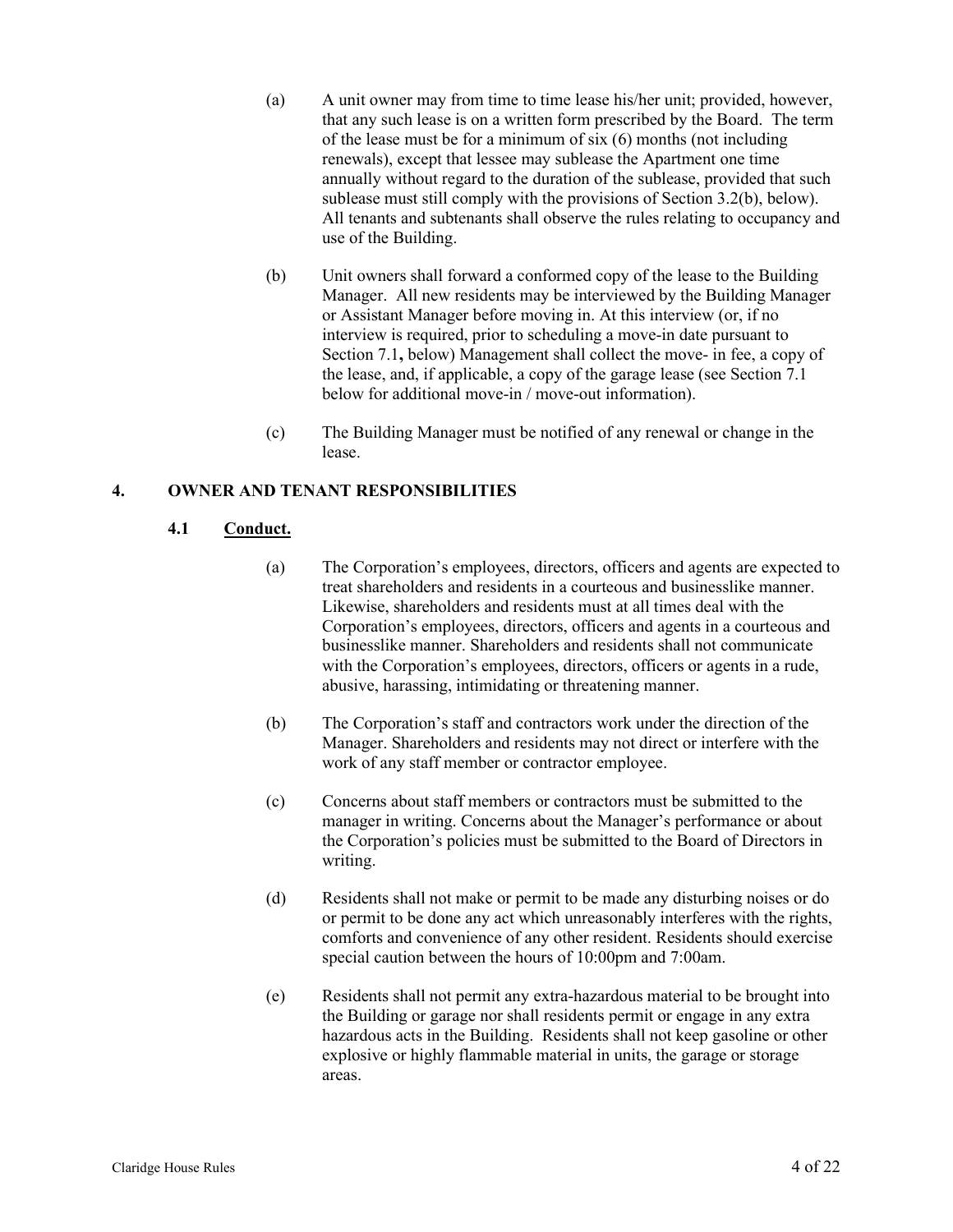(a) A unit owner may from time to time lease his/her unit; provided, however, that any such lease is on a written form prescribed by the Board. The term of the lease must be for a minimum of six (6) months (not including renewals), except that lessee may sublease the Apartment one time annually without regard to the duration of the sublease, provided that such sublease must still comply with the provisions of Section 3.2(b), below). All tenants and subtenants shall observe the rules relating to occupancy and use of the Building.

(b) Unit owners shall forward a conformed copy of the lease to the Building Manager. All new residents may be interviewed by the Building Manager or Assistant Manager before moving in. At this interview (or, if no interview is required, prior to scheduling a move-in date pursuant to Section 7.1**,** below) Management shall collect the move- in fee, a copy of the lease, and, if applicable, a copy of the garage lease (see Section 7.1 below for additional move-in / move-out information).

(c) The Building Manager must be notified of any renewal or change in the lease.

## 4. OWNER AND TENANT RESPONSIBILITIES

### 4.1 Conduct.

(a) The Corporation's employees, directors, officers and agents are expected to treat shareholders and residents in a courteous and businesslike manner. Likewise, shareholders and residents must at all times deal with the Corporation's employees, directors, officers and agents in a courteous and businesslike manner. Shareholders and residents shall not communicate with the Corporation's employees, directors, officers or agents in a rude, abusive, harassing, intimidating or threatening manner.

(b) The Corporation's staff and contractors work under the direction of the Manager. Shareholders and residents may not direct or interfere with the work of any staff member or contractor employee.

(c) Concerns about staff members or contractors must be submitted to the manager in writing. Concerns about the Manager's performance or about the Corporation's policies must be submitted to the Board of Directors in writing.

(d) Residents shall not make or permit to be made any disturbing noises or do or permit to be done any act which unreasonably interferes with the rights, comforts and convenience of any other resident. Residents should exercise special caution between the hours of 10:00pm and 7:00am.

(e) Residents shall not permit any extra-hazardous material to be brought into the Building or garage nor shall residents permit or engage in any extra hazardous acts in the Building. Residents shall not keep gasoline or other explosive or highly flammable material in units, the garage or storage areas.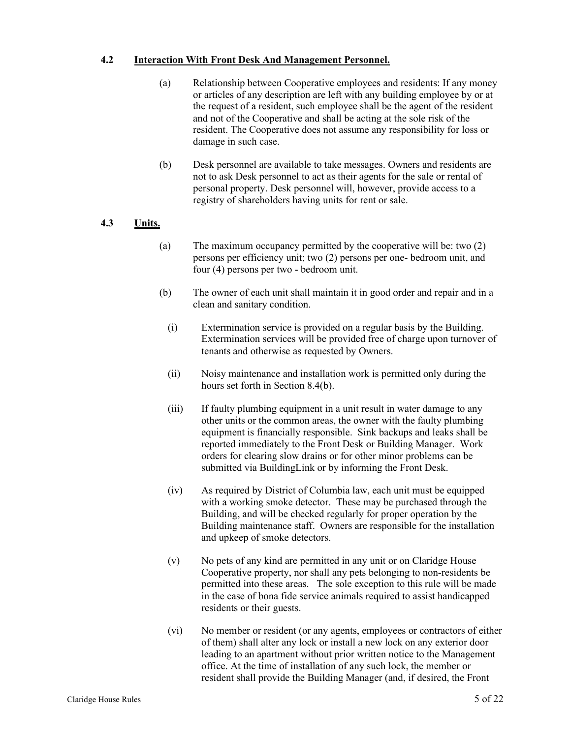### 4.2 **Interaction With Front Desk And Management Personnel.**

(a) Relationship between Cooperative employees and residents: If any money or articles of any description are left with any building employee by or at the request of a resident, such employee shall be the agent of the resident and not of the Cooperative and shall be acting at the sole risk of the resident. The Cooperative does not assume any responsibility for loss or damage in such case.

(b) Desk personnel are available to take messages. Owners and residents are not to ask Desk personnel to act as their agents for the sale or rental of personal property. Desk personnel will, however, provide access to a registry of shareholders having units for rent or sale.

### 4.3 **Units.**

(a) The maximum occupancy permitted by the cooperative will be: two (2) persons per efficiency unit; two (2) persons per one- bedroom unit, and four (4) persons per two - bedroom unit.

(b) The owner of each unit shall maintain it in good order and repair and in a clean and sanitary condition.

(i) Extermination service is provided on a regular basis by the Building. Extermination services will be provided free of charge upon turnover of tenants and otherwise as requested by Owners.

(ii) Noisy maintenance and installation work is permitted only during the hours set forth in Section 8.4(b).

(iii) If faulty plumbing equipment in a unit result in water damage to any other units or the common areas, the owner with the faulty plumbing equipment is financially responsible. Sink backups and leaks shall be reported immediately to the Front Desk or Building Manager. Work orders for clearing slow drains or for other minor problems can be submitted via BuildingLink or by informing the Front Desk.

(iv) As required by District of Columbia law, each unit must be equipped with a working smoke detector. These may be purchased through the Building, and will be checked regularly for proper operation by the Building maintenance staff. Owners are responsible for the installation and upkeep of smoke detectors.

(v) No pets of any kind are permitted in any unit or on Claridge House Cooperative property, nor shall any pets belonging to non-residents be permitted into these areas. The sole exception to this rule will be made in the case of bona fide service animals required to assist handicapped residents or their guests.

(vi) No member or resident (or any agents, employees or contractors of either of them) shall alter any lock or install a new lock on any exterior door leading to an apartment without prior written notice to the Management office. At the time of installation of any such lock, the member or resident shall provide the Building Manager (and, if desired, the Front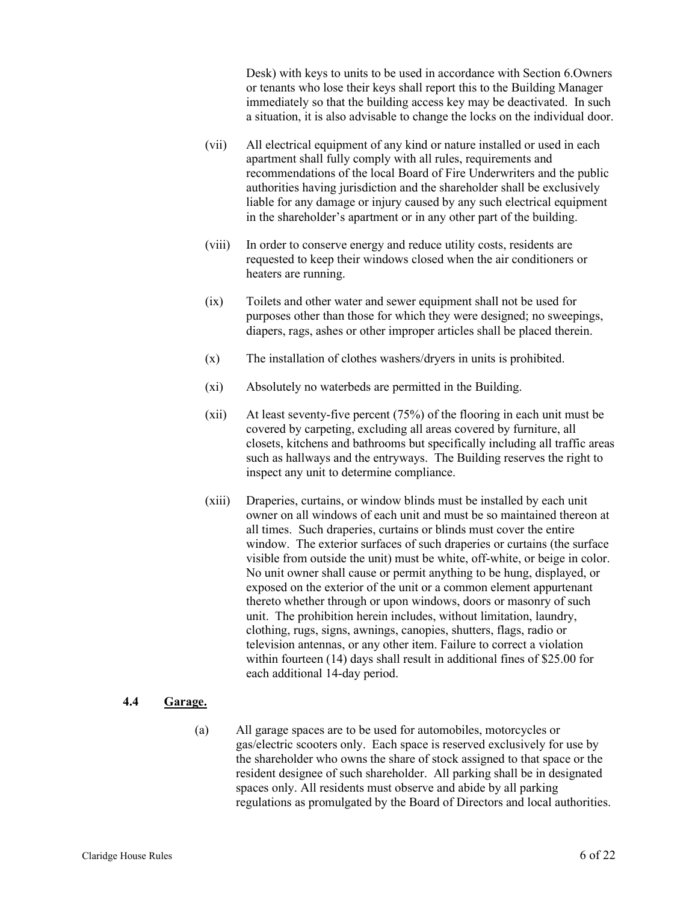Desk) with keys to units to be used in accordance with Section 6.Owners or tenants who lose their keys shall report this to the Building Manager immediately so that the building access key may be deactivated. In such a situation, it is also advisable to change the locks on the individual door.

(vii) All electrical equipment of any kind or nature installed or used in each apartment shall fully comply with all rules, requirements and recommendations of the local Board of Fire Underwriters and the public authorities having jurisdiction and the shareholder shall be exclusively liable for any damage or injury caused by any such electrical equipment in the shareholder's apartment or in any other part of the building.

(viii) In order to conserve energy and reduce utility costs, residents are requested to keep their windows closed when the air conditioners or heaters are running.

(ix) Toilets and other water and sewer equipment shall not be used for purposes other than those for which they were designed; no sweepings, diapers, rags, ashes or other improper articles shall be placed therein.

(x) The installation of clothes washers/dryers in units is prohibited.

(xi) Absolutely no waterbeds are permitted in the Building.

(xii) At least seventy-five percent (75%) of the flooring in each unit must be covered by carpeting, excluding all areas covered by furniture, all closets, kitchens and bathrooms but specifically including all traffic areas such as hallways and the entryways. The Building reserves the right to inspect any unit to determine compliance.

(xiii) Draperies, curtains, or window blinds must be installed by each unit owner on all windows of each unit and must be so maintained thereon at all times. Such draperies, curtains or blinds must cover the entire window. The exterior surfaces of such draperies or curtains (the surface visible from outside the unit) must be white, off-white, or beige in color. No unit owner shall cause or permit anything to be hung, displayed, or exposed on the exterior of the unit or a common element appurtenant thereto whether through or upon windows, doors or masonry of such unit. The prohibition herein includes, without limitation, laundry, clothing, rugs, signs, awnings, canopies, shutters, flags, radio or television antennas, or any other item. Failure to correct a violation within fourteen (14) days shall result in additional fines of $25.00 for each additional 14-day period.

### 4.4 Garage.

(a) All garage spaces are to be used for automobiles, motorcycles or gas/electric scooters only. Each space is reserved exclusively for use by the shareholder who owns the share of stock assigned to that space or the resident designee of such shareholder. All parking shall be in designated spaces only. All residents must observe and abide by all parking regulations as promulgated by the Board of Directors and local authorities.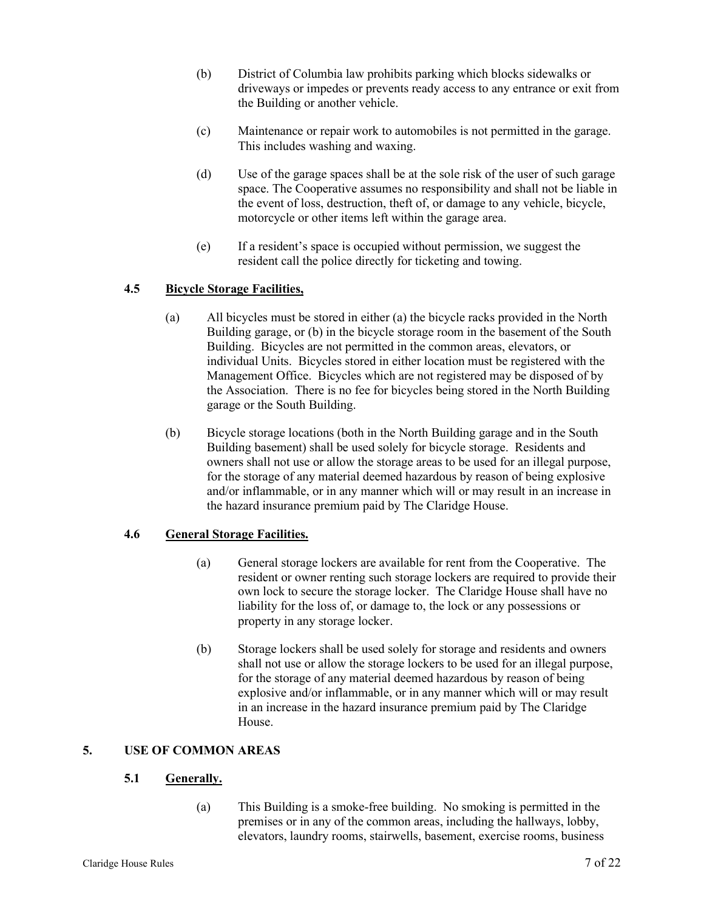(b) District of Columbia law prohibits parking which blocks sidewalks or driveways or impedes or prevents ready access to any entrance or exit from the Building or another vehicle.

(c) Maintenance or repair work to automobiles is not permitted in the garage. This includes washing and waxing.

(d) Use of the garage spaces shall be at the sole risk of the user of such garage space. The Cooperative assumes no responsibility and shall not be liable in the event of loss, destruction, theft of, or damage to any vehicle, bicycle, motorcycle or other items left within the garage area.

(e) If a resident's space is occupied without permission, we suggest the resident call the police directly for ticketing and towing.

### 4.5 Bicycle Storage Facilities,

(a) All bicycles must be stored in either (a) the bicycle racks provided in the North Building garage, or (b) in the bicycle storage room in the basement of the South Building. Bicycles are not permitted in the common areas, elevators, or individual Units. Bicycles stored in either location must be registered with the Management Office. Bicycles which are not registered may be disposed of by the Association. There is no fee for bicycles being stored in the North Building garage or the South Building.

(b) Bicycle storage locations (both in the North Building garage and in the South Building basement) shall be used solely for bicycle storage. Residents and owners shall not use or allow the storage areas to be used for an illegal purpose, for the storage of any material deemed hazardous by reason of being explosive and/or inflammable, or in any manner which will or may result in an increase in the hazard insurance premium paid by The Claridge House.

### 4.6 General Storage Facilities.

(a) General storage lockers are available for rent from the Cooperative. The resident or owner renting such storage lockers are required to provide their own lock to secure the storage locker. The Claridge House shall have no liability for the loss of, or damage to, the lock or any possessions or property in any storage locker.

(b) Storage lockers shall be used solely for storage and residents and owners shall not use or allow the storage lockers to be used for an illegal purpose, for the storage of any material deemed hazardous by reason of being explosive and/or inflammable, or in any manner which will or may result in an increase in the hazard insurance premium paid by The Claridge House.

## 5. USE OF COMMON AREAS

### 5.1 Generally.

(a) This Building is a smoke-free building. No smoking is permitted in the premises or in any of the common areas, including the hallways, lobby, elevators, laundry rooms, stairwells, basement, exercise rooms, business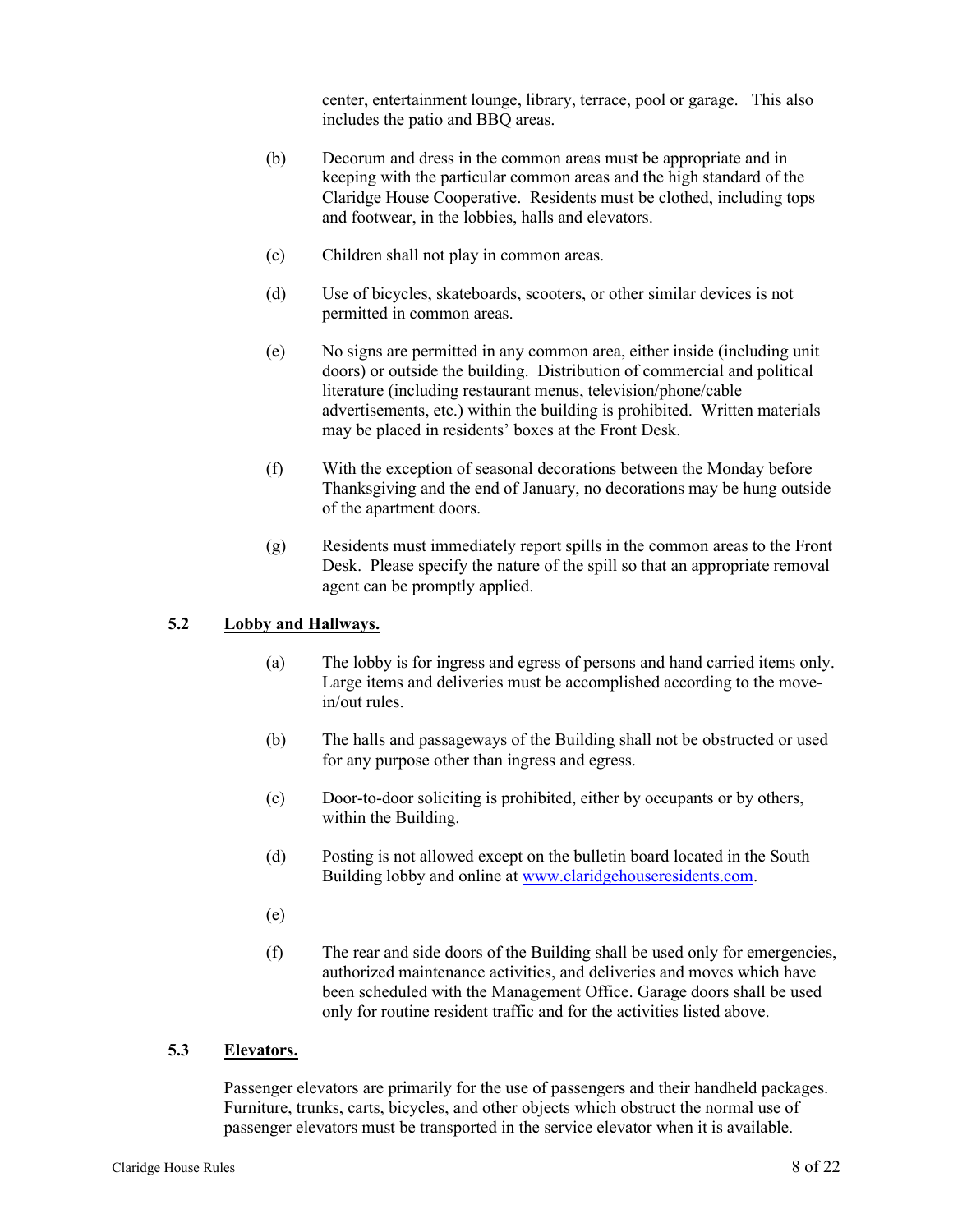center, entertainment lounge, library, terrace, pool or garage. This also includes the patio and BBQ areas.

(b) Decorum and dress in the common areas must be appropriate and in keeping with the particular common areas and the high standard of the Claridge House Cooperative. Residents must be clothed, including tops and footwear, in the lobbies, halls and elevators.

(c) Children shall not play in common areas.

(d) Use of bicycles, skateboards, scooters, or other similar devices is not permitted in common areas.

(e) No signs are permitted in any common area, either inside (including unit doors) or outside the building. Distribution of commercial and political literature (including restaurant menus, television/phone/cable advertisements, etc.) within the building is prohibited. Written materials may be placed in residents' boxes at the Front Desk.

(f) With the exception of seasonal decorations between the Monday before Thanksgiving and the end of January, no decorations may be hung outside of the apartment doors.

(g) Residents must immediately report spills in the common areas to the Front Desk. Please specify the nature of the spill so that an appropriate removal agent can be promptly applied.

### 5.2 Lobby and Hallways.

(a) The lobby is for ingress and egress of persons and hand carried items only. Large items and deliveries must be accomplished according to the move-in/out rules.

(b) The halls and passageways of the Building shall not be obstructed or used for any purpose other than ingress and egress.

(c) Door-to-door soliciting is prohibited, either by occupants or by others, within the Building.

(d) Posting is not allowed except on the bulletin board located in the South Building lobby and online at www.claridgehouseresidents.com.

(e)

(f) The rear and side doors of the Building shall be used only for emergencies, authorized maintenance activities, and deliveries and moves which have been scheduled with the Management Office. Garage doors shall be used only for routine resident traffic and for the activities listed above.

### 5.3 Elevators.

Passenger elevators are primarily for the use of passengers and their handheld packages. Furniture, trunks, carts, bicycles, and other objects which obstruct the normal use of passenger elevators must be transported in the service elevator when it is available.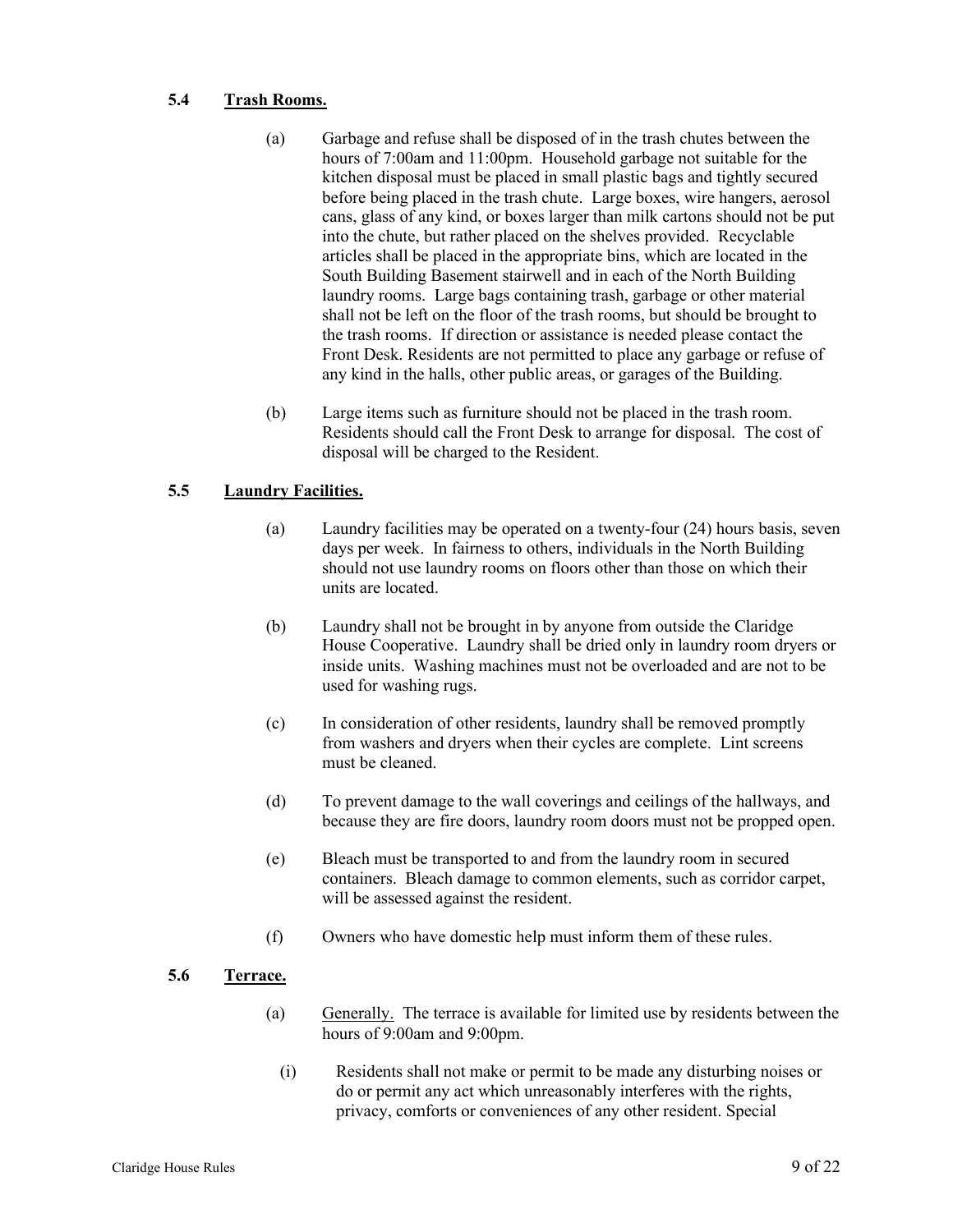### 5.4 Trash Rooms.

(a) Garbage and refuse shall be disposed of in the trash chutes between the hours of 7:00am and 11:00pm. Household garbage not suitable for the kitchen disposal must be placed in small plastic bags and tightly secured before being placed in the trash chute. Large boxes, wire hangers, aerosol cans, glass of any kind, or boxes larger than milk cartons should not be put into the chute, but rather placed on the shelves provided. Recyclable articles shall be placed in the appropriate bins, which are located in the South Building Basement stairwell and in each of the North Building laundry rooms. Large bags containing trash, garbage or other material shall not be left on the floor of the trash rooms, but should be brought to the trash rooms. If direction or assistance is needed please contact the Front Desk. Residents are not permitted to place any garbage or refuse of any kind in the halls, other public areas, or garages of the Building.

(b) Large items such as furniture should not be placed in the trash room. Residents should call the Front Desk to arrange for disposal. The cost of disposal will be charged to the Resident.

### 5.5 Laundry Facilities.

(a) Laundry facilities may be operated on a twenty-four (24) hours basis, seven days per week. In fairness to others, individuals in the North Building should not use laundry rooms on floors other than those on which their units are located.

(b) Laundry shall not be brought in by anyone from outside the Claridge House Cooperative. Laundry shall be dried only in laundry room dryers or inside units. Washing machines must not be overloaded and are not to be used for washing rugs.

(c) In consideration of other residents, laundry shall be removed promptly from washers and dryers when their cycles are complete. Lint screens must be cleaned.

(d) To prevent damage to the wall coverings and ceilings of the hallways, and because they are fire doors, laundry room doors must not be propped open.

(e) Bleach must be transported to and from the laundry room in secured containers. Bleach damage to common elements, such as corridor carpet, will be assessed against the resident.

(f) Owners who have domestic help must inform them of these rules.

### 5.6 Terrace.

(a) Generally. The terrace is available for limited use by residents between the hours of 9:00am and 9:00pm.

(i) Residents shall not make or permit to be made any disturbing noises or do or permit any act which unreasonably interferes with the rights, privacy, comforts or conveniences of any other resident. Special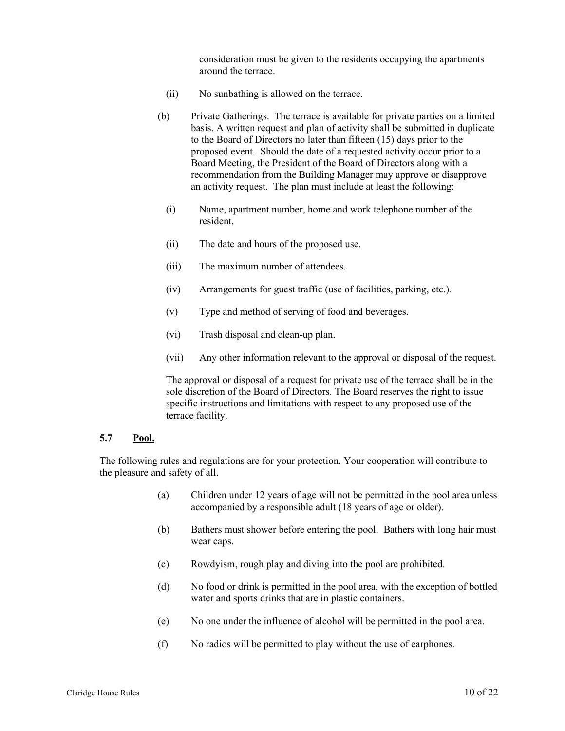consideration must be given to the residents occupying the apartments around the terrace.

(ii) No sunbathing is allowed on the terrace.

(b) Private Gatherings. The terrace is available for private parties on a limited basis. A written request and plan of activity shall be submitted in duplicate to the Board of Directors no later than fifteen (15) days prior to the proposed event. Should the date of a requested activity occur prior to a Board Meeting, the President of the Board of Directors along with a recommendation from the Building Manager may approve or disapprove an activity request. The plan must include at least the following:

(i) Name, apartment number, home and work telephone number of the resident.

(ii) The date and hours of the proposed use.

(iii) The maximum number of attendees.

(iv) Arrangements for guest traffic (use of facilities, parking, etc.).

(v) Type and method of serving of food and beverages.

(vi) Trash disposal and clean-up plan.

(vii) Any other information relevant to the approval or disposal of the request.

The approval or disposal of a request for private use of the terrace shall be in the sole discretion of the Board of Directors. The Board reserves the right to issue specific instructions and limitations with respect to any proposed use of the terrace facility.

### 5.7 Pool.

The following rules and regulations are for your protection. Your cooperation will contribute to the pleasure and safety of all.

(a) Children under 12 years of age will not be permitted in the pool area unless accompanied by a responsible adult (18 years of age or older).

(b) Bathers must shower before entering the pool. Bathers with long hair must wear caps.

(c) Rowdyism, rough play and diving into the pool are prohibited.

(d) No food or drink is permitted in the pool area, with the exception of bottled water and sports drinks that are in plastic containers.

(e) No one under the influence of alcohol will be permitted in the pool area.

(f) No radios will be permitted to play without the use of earphones.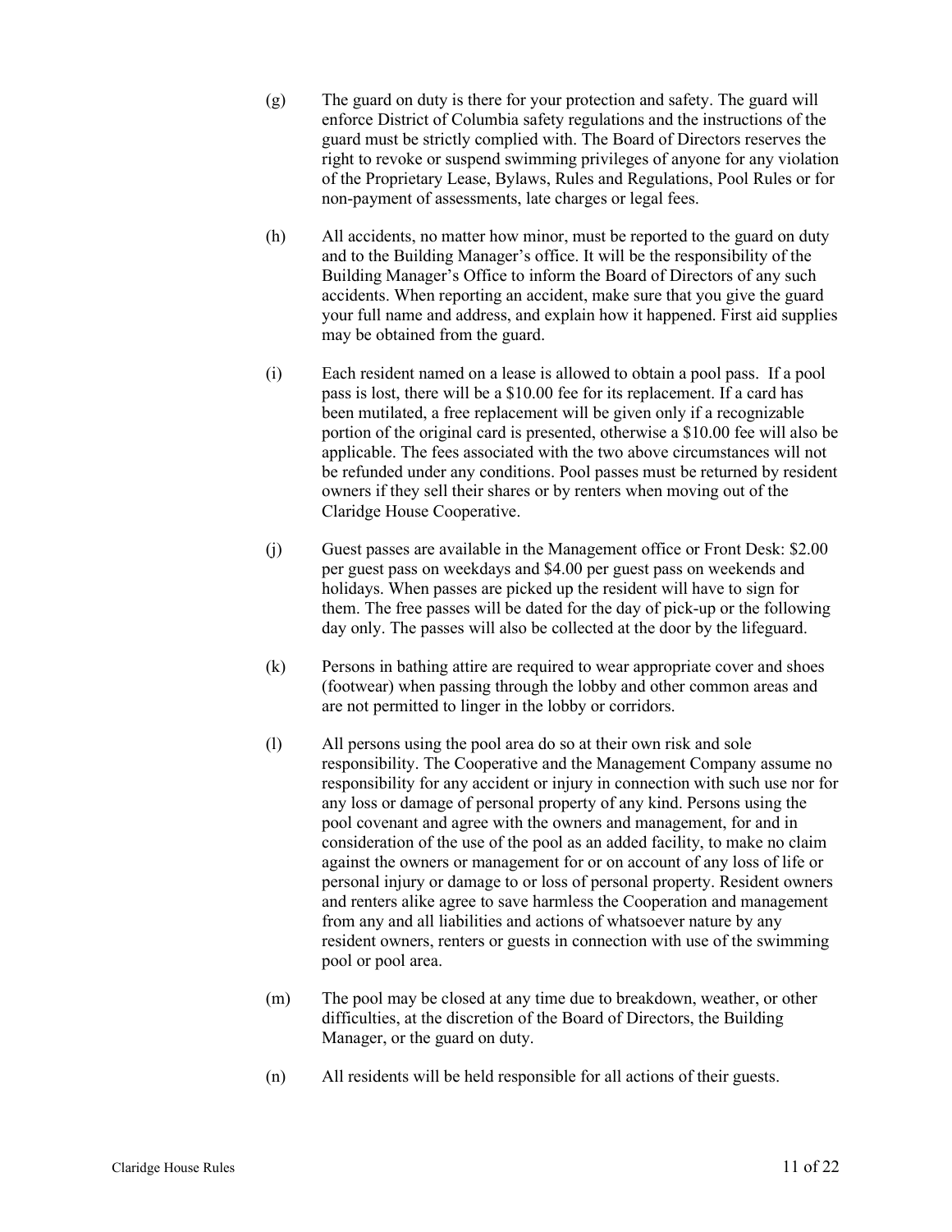(g) The guard on duty is there for your protection and safety. The guard will enforce District of Columbia safety regulations and the instructions of the guard must be strictly complied with. The Board of Directors reserves the right to revoke or suspend swimming privileges of anyone for any violation of the Proprietary Lease, Bylaws, Rules and Regulations, Pool Rules or for non-payment of assessments, late charges or legal fees.

(h) All accidents, no matter how minor, must be reported to the guard on duty and to the Building Manager's office. It will be the responsibility of the Building Manager's Office to inform the Board of Directors of any such accidents. When reporting an accident, make sure that you give the guard your full name and address, and explain how it happened. First aid supplies may be obtained from the guard.

(i) Each resident named on a lease is allowed to obtain a pool pass. If a pool pass is lost, there will be a $10.00 fee for its replacement. If a card has been mutilated, a free replacement will be given only if a recognizable portion of the original card is presented, otherwise a $10.00 fee will also be applicable. The fees associated with the two above circumstances will not be refunded under any conditions. Pool passes must be returned by resident owners if they sell their shares or by renters when moving out of the Claridge House Cooperative.

(j) Guest passes are available in the Management office or Front Desk: $2.00 per guest pass on weekdays and $4.00 per guest pass on weekends and holidays. When passes are picked up the resident will have to sign for them. The free passes will be dated for the day of pick-up or the following day only. The passes will also be collected at the door by the lifeguard.

(k) Persons in bathing attire are required to wear appropriate cover and shoes (footwear) when passing through the lobby and other common areas and are not permitted to linger in the lobby or corridors.

(l) All persons using the pool area do so at their own risk and sole responsibility. The Cooperative and the Management Company assume no responsibility for any accident or injury in connection with such use nor for any loss or damage of personal property of any kind. Persons using the pool covenant and agree with the owners and management, for and in consideration of the use of the pool as an added facility, to make no claim against the owners or management for or on account of any loss of life or personal injury or damage to or loss of personal property. Resident owners and renters alike agree to save harmless the Cooperation and management from any and all liabilities and actions of whatsoever nature by any resident owners, renters or guests in connection with use of the swimming pool or pool area.

(m) The pool may be closed at any time due to breakdown, weather, or other difficulties, at the discretion of the Board of Directors, the Building Manager, or the guard on duty.

(n) All residents will be held responsible for all actions of their guests.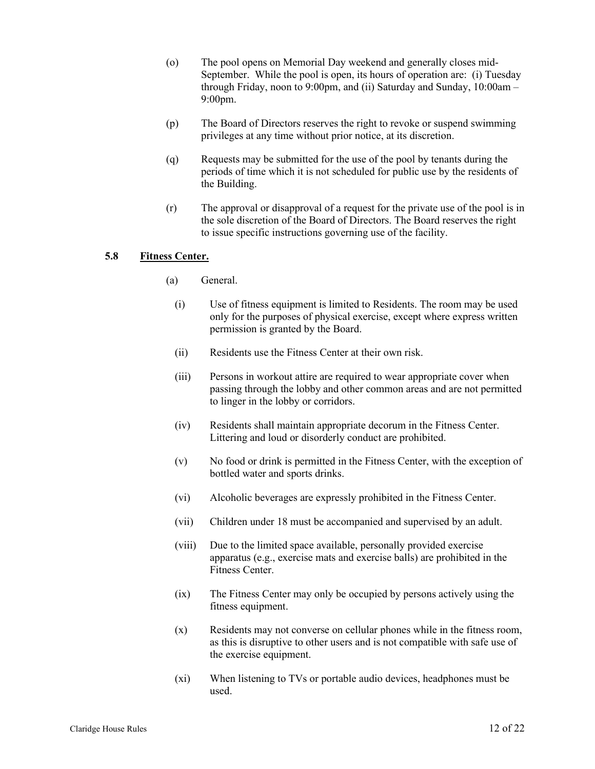(o) The pool opens on Memorial Day weekend and generally closes mid-September. While the pool is open, its hours of operation are: (i) Tuesday through Friday, noon to 9:00pm, and (ii) Saturday and Sunday, 10:00am – 9:00pm.

(p) The Board of Directors reserves the right to revoke or suspend swimming privileges at any time without prior notice, at its discretion.

(q) Requests may be submitted for the use of the pool by tenants during the periods of time which it is not scheduled for public use by the residents of the Building.

(r) The approval or disapproval of a request for the private use of the pool is in the sole discretion of the Board of Directors. The Board reserves the right to issue specific instructions governing use of the facility.

### 5.8 <u>Fitness Center.</u>

(a) General.

(i) Use of fitness equipment is limited to Residents. The room may be used only for the purposes of physical exercise, except where express written permission is granted by the Board.

(ii) Residents use the Fitness Center at their own risk.

(iii) Persons in workout attire are required to wear appropriate cover when passing through the lobby and other common areas and are not permitted to linger in the lobby or corridors.

(iv) Residents shall maintain appropriate decorum in the Fitness Center. Littering and loud or disorderly conduct are prohibited.

(v) No food or drink is permitted in the Fitness Center, with the exception of bottled water and sports drinks.

(vi) Alcoholic beverages are expressly prohibited in the Fitness Center.

(vii) Children under 18 must be accompanied and supervised by an adult.

(viii) Due to the limited space available, personally provided exercise apparatus (e.g., exercise mats and exercise balls) are prohibited in the Fitness Center.

(ix) The Fitness Center may only be occupied by persons actively using the fitness equipment.

(x) Residents may not converse on cellular phones while in the fitness room, as this is disruptive to other users and is not compatible with safe use of the exercise equipment.

(xi) When listening to TVs or portable audio devices, headphones must be used.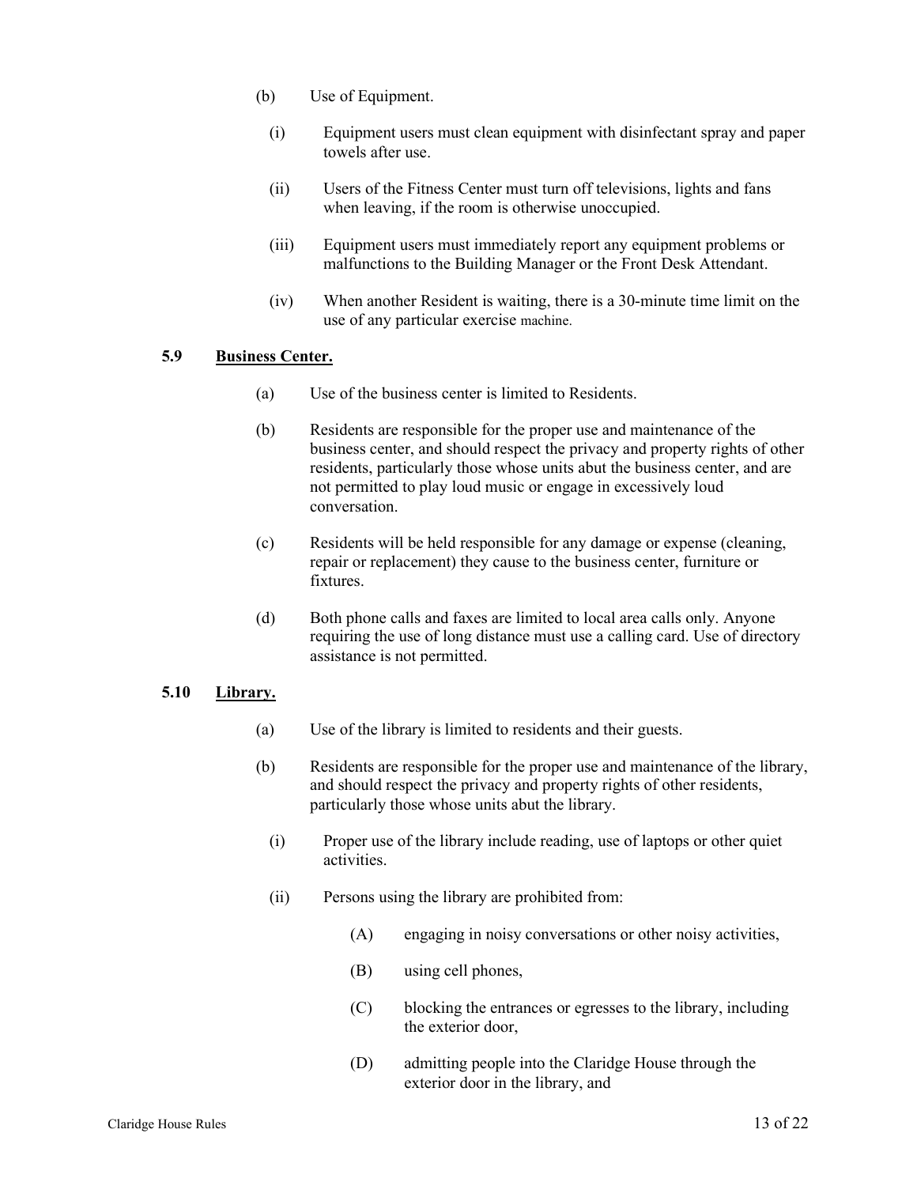(b) Use of Equipment.

(i) Equipment users must clean equipment with disinfectant spray and paper towels after use.

(ii) Users of the Fitness Center must turn off televisions, lights and fans when leaving, if the room is otherwise unoccupied.

(iii) Equipment users must immediately report any equipment problems or malfunctions to the Building Manager or the Front Desk Attendant.

(iv) When another Resident is waiting, there is a 30-minute time limit on the use of any particular exercise machine.

**5.9 <u>Business Center.</u>**

(a) Use of the business center is limited to Residents.

(b) Residents are responsible for the proper use and maintenance of the business center, and should respect the privacy and property rights of other residents, particularly those whose units abut the business center, and are not permitted to play loud music or engage in excessively loud conversation.

(c) Residents will be held responsible for any damage or expense (cleaning, repair or replacement) they cause to the business center, furniture or fixtures.

(d) Both phone calls and faxes are limited to local area calls only. Anyone requiring the use of long distance must use a calling card. Use of directory assistance is not permitted.

**5.10 <u>Library.</u>**

(a) Use of the library is limited to residents and their guests.

(b) Residents are responsible for the proper use and maintenance of the library, and should respect the privacy and property rights of other residents, particularly those whose units abut the library.

(i) Proper use of the library include reading, use of laptops or other quiet activities.

(ii) Persons using the library are prohibited from:

(A) engaging in noisy conversations or other noisy activities,

(B) using cell phones,

(C) blocking the entrances or egresses to the library, including the exterior door,

(D) admitting people into the Claridge House through the exterior door in the library, and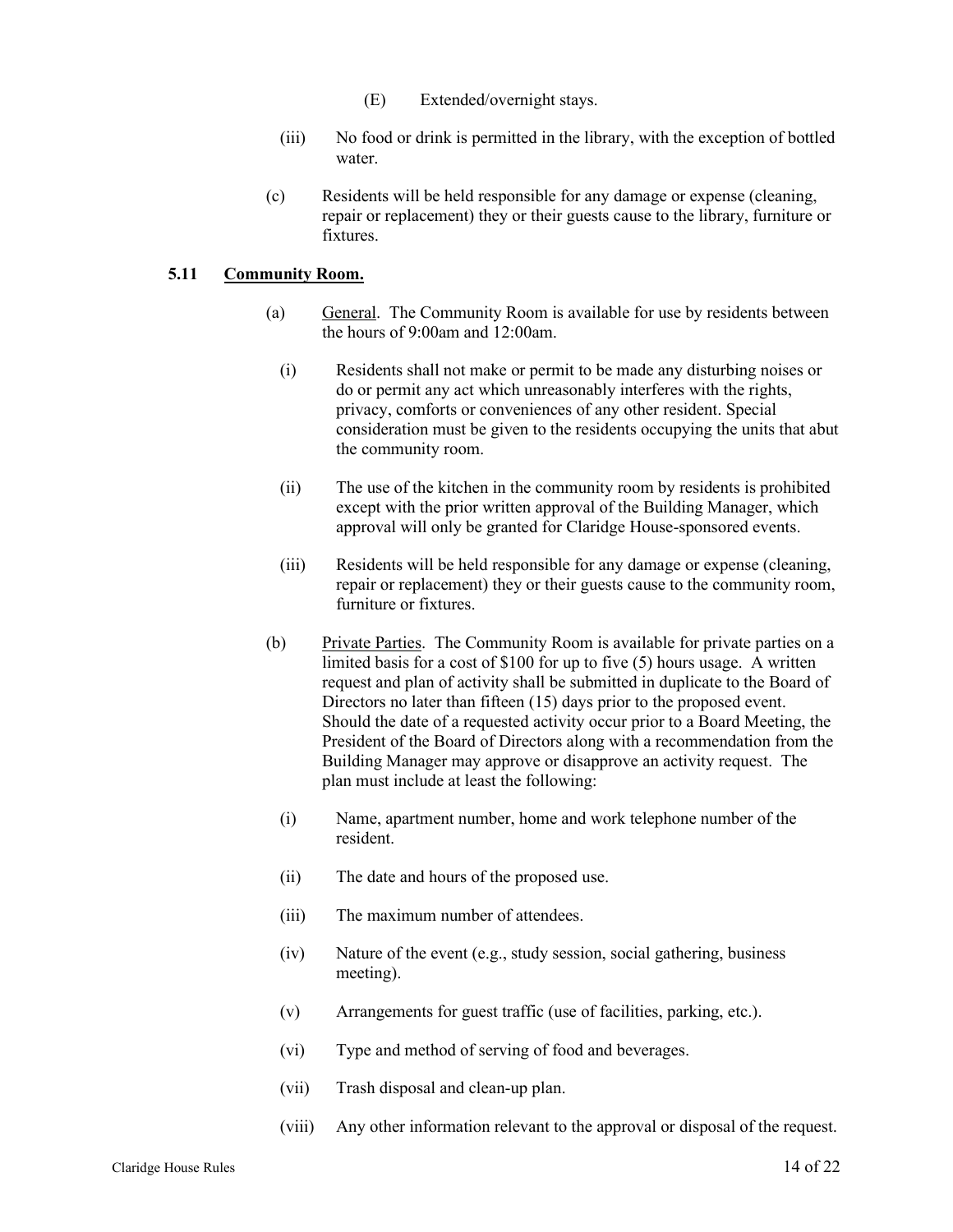(E) Extended/overnight stays.

(iii) No food or drink is permitted in the library, with the exception of bottled water.

(c) Residents will be held responsible for any damage or expense (cleaning, repair or replacement) they or their guests cause to the library, furniture or fixtures.

### 5.11 Community Room.

(a) General. The Community Room is available for use by residents between the hours of 9:00am and 12:00am.

(i) Residents shall not make or permit to be made any disturbing noises or do or permit any act which unreasonably interferes with the rights, privacy, comforts or conveniences of any other resident. Special consideration must be given to the residents occupying the units that abut the community room.

(ii) The use of the kitchen in the community room by residents is prohibited except with the prior written approval of the Building Manager, which approval will only be granted for Claridge House-sponsored events.

(iii) Residents will be held responsible for any damage or expense (cleaning, repair or replacement) they or their guests cause to the community room, furniture or fixtures.

(b) Private Parties. The Community Room is available for private parties on a limited basis for a cost of $100 for up to five (5) hours usage. A written request and plan of activity shall be submitted in duplicate to the Board of Directors no later than fifteen (15) days prior to the proposed event. Should the date of a requested activity occur prior to a Board Meeting, the President of the Board of Directors along with a recommendation from the Building Manager may approve or disapprove an activity request. The plan must include at least the following:

(i) Name, apartment number, home and work telephone number of the resident.

(ii) The date and hours of the proposed use.

(iii) The maximum number of attendees.

(iv) Nature of the event (e.g., study session, social gathering, business meeting).

(v) Arrangements for guest traffic (use of facilities, parking, etc.).

(vi) Type and method of serving of food and beverages.

(vii) Trash disposal and clean-up plan.

(viii) Any other information relevant to the approval or disposal of the request.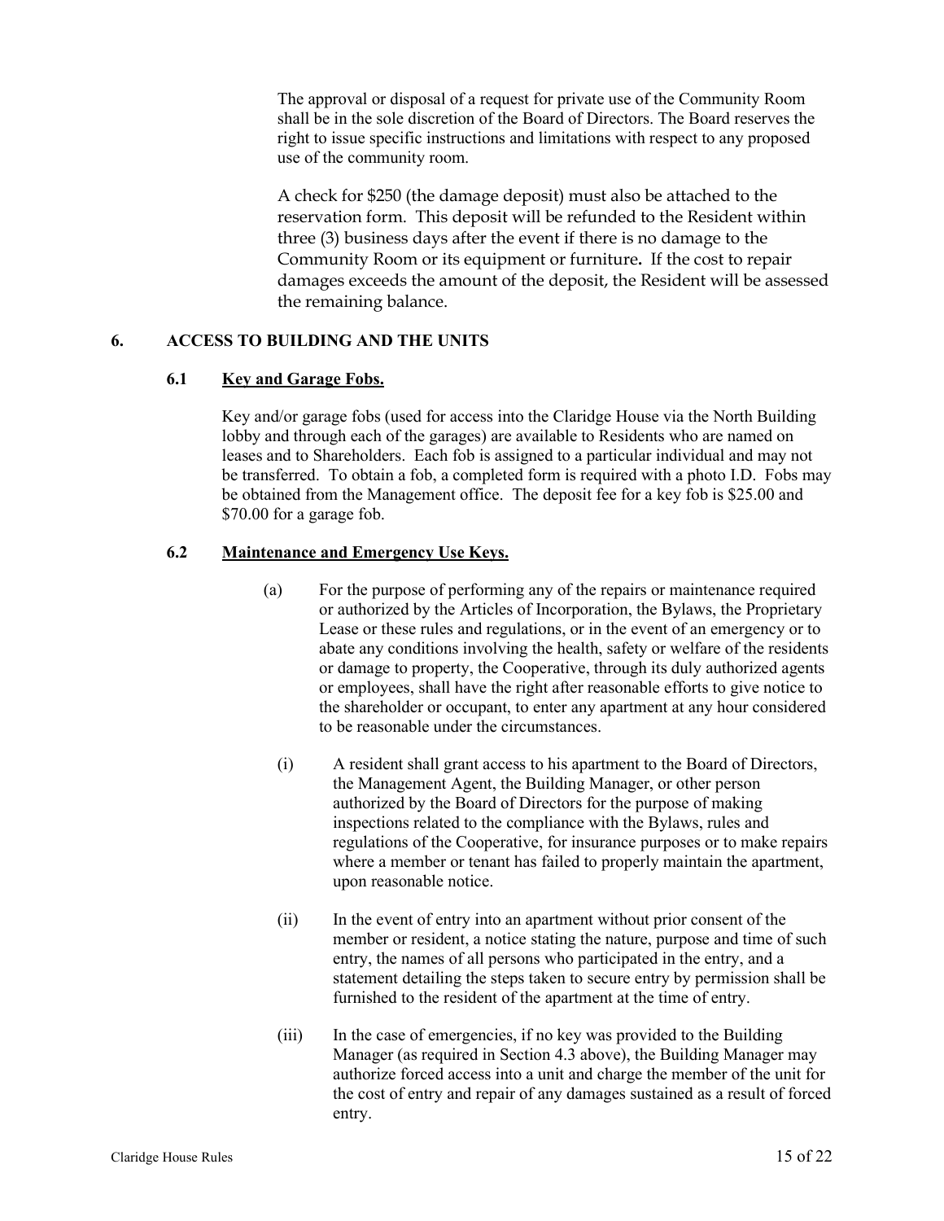The approval or disposal of a request for private use of the Community Room shall be in the sole discretion of the Board of Directors. The Board reserves the right to issue specific instructions and limitations with respect to any proposed use of the community room.

A check for $250 (the damage deposit) must also be attached to the reservation form. This deposit will be refunded to the Resident within three (3) business days after the event if there is no damage to the Community Room or its equipment or furniture**.** If the cost to repair damages exceeds the amount of the deposit, the Resident will be assessed the remaining balance.

## 6. ACCESS TO BUILDING AND THE UNITS

### 6.1 Key and Garage Fobs.

Key and/or garage fobs (used for access into the Claridge House via the North Building lobby and through each of the garages) are available to Residents who are named on leases and to Shareholders. Each fob is assigned to a particular individual and may not be transferred. To obtain a fob, a completed form is required with a photo I.D. Fobs may be obtained from the Management office. The deposit fee for a key fob is $25.00 and $70.00 for a garage fob.

### 6.2 Maintenance and Emergency Use Keys.

(a) For the purpose of performing any of the repairs or maintenance required or authorized by the Articles of Incorporation, the Bylaws, the Proprietary Lease or these rules and regulations, or in the event of an emergency or to abate any conditions involving the health, safety or welfare of the residents or damage to property, the Cooperative, through its duly authorized agents or employees, shall have the right after reasonable efforts to give notice to the shareholder or occupant, to enter any apartment at any hour considered to be reasonable under the circumstances.

(i) A resident shall grant access to his apartment to the Board of Directors, the Management Agent, the Building Manager, or other person authorized by the Board of Directors for the purpose of making inspections related to the compliance with the Bylaws, rules and regulations of the Cooperative, for insurance purposes or to make repairs where a member or tenant has failed to properly maintain the apartment, upon reasonable notice.

(ii) In the event of entry into an apartment without prior consent of the member or resident, a notice stating the nature, purpose and time of such entry, the names of all persons who participated in the entry, and a statement detailing the steps taken to secure entry by permission shall be furnished to the resident of the apartment at the time of entry.

(iii) In the case of emergencies, if no key was provided to the Building Manager (as required in Section 4.3 above), the Building Manager may authorize forced access into a unit and charge the member of the unit for the cost of entry and repair of any damages sustained as a result of forced entry.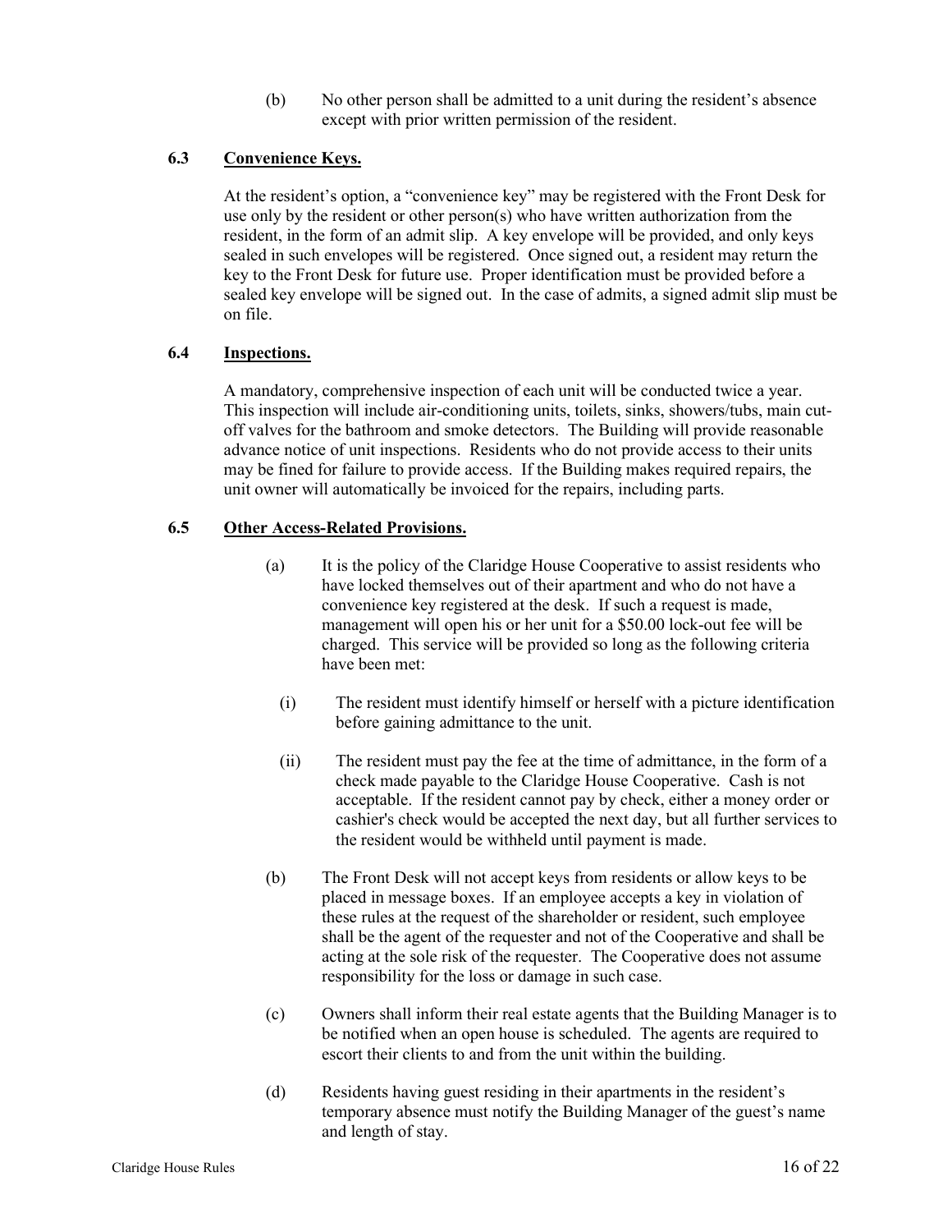(b) No other person shall be admitted to a unit during the resident's absence except with prior written permission of the resident.

### 6.3 <u>Convenience Keys.</u>

At the resident's option, a "convenience key" may be registered with the Front Desk for use only by the resident or other person(s) who have written authorization from the resident, in the form of an admit slip. A key envelope will be provided, and only keys sealed in such envelopes will be registered. Once signed out, a resident may return the key to the Front Desk for future use. Proper identification must be provided before a sealed key envelope will be signed out. In the case of admits, a signed admit slip must be on file.

### 6.4 <u>Inspections.</u>

A mandatory, comprehensive inspection of each unit will be conducted twice a year. This inspection will include air-conditioning units, toilets, sinks, showers/tubs, main cut-off valves for the bathroom and smoke detectors. The Building will provide reasonable advance notice of unit inspections. Residents who do not provide access to their units may be fined for failure to provide access. If the Building makes required repairs, the unit owner will automatically be invoiced for the repairs, including parts.

### 6.5 <u>Other Access-Related Provisions.</u>

(a) It is the policy of the Claridge House Cooperative to assist residents who have locked themselves out of their apartment and who do not have a convenience key registered at the desk. If such a request is made, management will open his or her unit for a $50.00 lock-out fee will be charged. This service will be provided so long as the following criteria have been met:

(i) The resident must identify himself or herself with a picture identification before gaining admittance to the unit.

(ii) The resident must pay the fee at the time of admittance, in the form of a check made payable to the Claridge House Cooperative. Cash is not acceptable. If the resident cannot pay by check, either a money order or cashier's check would be accepted the next day, but all further services to the resident would be withheld until payment is made.

(b) The Front Desk will not accept keys from residents or allow keys to be placed in message boxes. If an employee accepts a key in violation of these rules at the request of the shareholder or resident, such employee shall be the agent of the requester and not of the Cooperative and shall be acting at the sole risk of the requester. The Cooperative does not assume responsibility for the loss or damage in such case.

(c) Owners shall inform their real estate agents that the Building Manager is to be notified when an open house is scheduled. The agents are required to escort their clients to and from the unit within the building.

(d) Residents having guest residing in their apartments in the resident's temporary absence must notify the Building Manager of the guest's name and length of stay.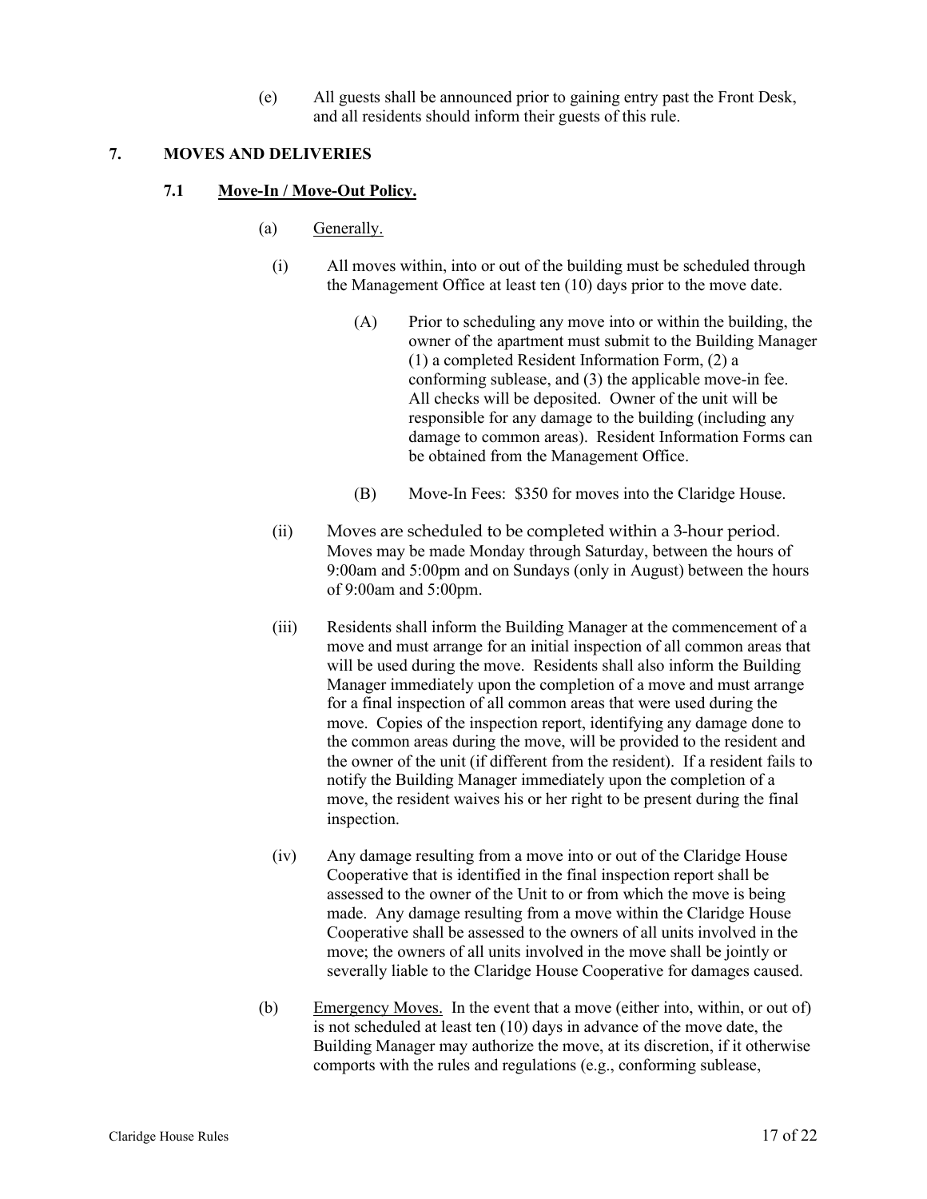(e) All guests shall be announced prior to gaining entry past the Front Desk, and all residents should inform their guests of this rule.

## 7. MOVES AND DELIVERIES

### 7.1 <u>Move-In / Move-Out Policy.</u>

(a) <u>Generally.</u>

(i) All moves within, into or out of the building must be scheduled through the Management Office at least ten (10) days prior to the move date.

(A) Prior to scheduling any move into or within the building, the owner of the apartment must submit to the Building Manager (1) a completed Resident Information Form, (2) a conforming sublease, and (3) the applicable move-in fee. All checks will be deposited. Owner of the unit will be responsible for any damage to the building (including any damage to common areas). Resident Information Forms can be obtained from the Management Office.

(B) Move-In Fees: $350 for moves into the Claridge House.

(ii) Moves are scheduled to be completed within a 3-hour period. Moves may be made Monday through Saturday, between the hours of 9:00am and 5:00pm and on Sundays (only in August) between the hours of 9:00am and 5:00pm.

(iii) Residents shall inform the Building Manager at the commencement of a move and must arrange for an initial inspection of all common areas that will be used during the move. Residents shall also inform the Building Manager immediately upon the completion of a move and must arrange for a final inspection of all common areas that were used during the move. Copies of the inspection report, identifying any damage done to the common areas during the move, will be provided to the resident and the owner of the unit (if different from the resident). If a resident fails to notify the Building Manager immediately upon the completion of a move, the resident waives his or her right to be present during the final inspection.

(iv) Any damage resulting from a move into or out of the Claridge House Cooperative that is identified in the final inspection report shall be assessed to the owner of the Unit to or from which the move is being made. Any damage resulting from a move within the Claridge House Cooperative shall be assessed to the owners of all units involved in the move; the owners of all units involved in the move shall be jointly or severally liable to the Claridge House Cooperative for damages caused.

(b) <u>Emergency Moves.</u> In the event that a move (either into, within, or out of) is not scheduled at least ten (10) days in advance of the move date, the Building Manager may authorize the move, at its discretion, if it otherwise comports with the rules and regulations (e.g., conforming sublease,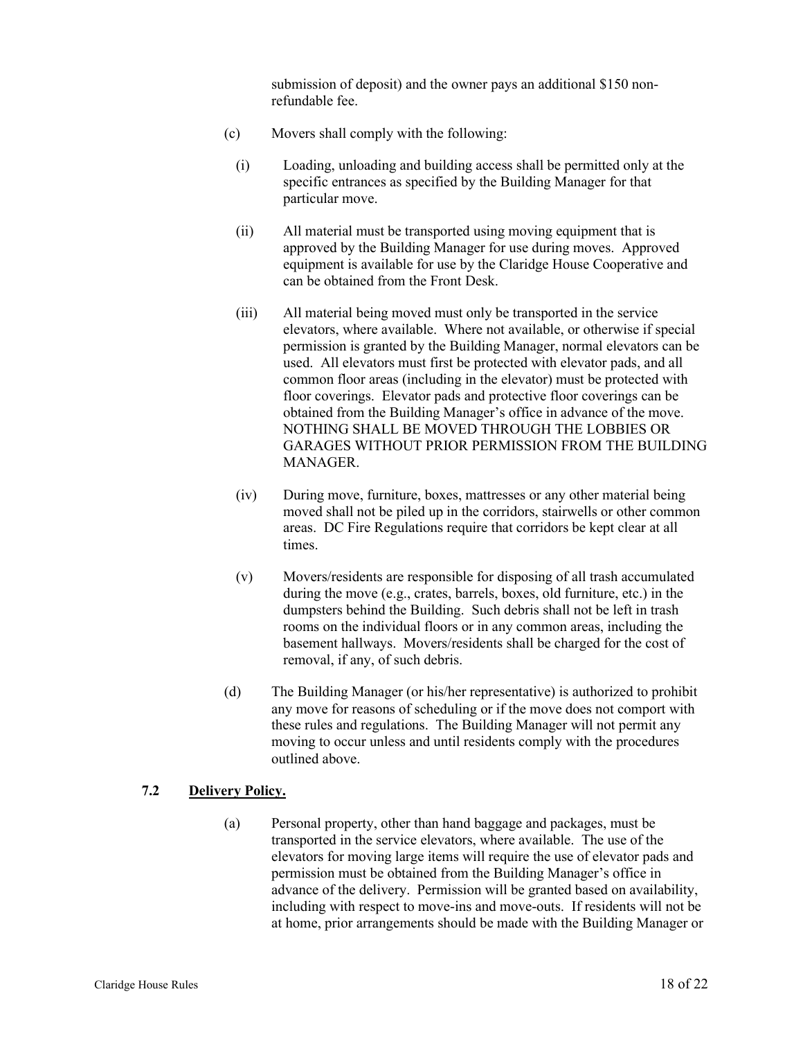submission of deposit) and the owner pays an additional $150 non-refundable fee.

(c) Movers shall comply with the following:

(i) Loading, unloading and building access shall be permitted only at the specific entrances as specified by the Building Manager for that particular move.

(ii) All material must be transported using moving equipment that is approved by the Building Manager for use during moves. Approved equipment is available for use by the Claridge House Cooperative and can be obtained from the Front Desk.

(iii) All material being moved must only be transported in the service elevators, where available. Where not available, or otherwise if special permission is granted by the Building Manager, normal elevators can be used. All elevators must first be protected with elevator pads, and all common floor areas (including in the elevator) must be protected with floor coverings. Elevator pads and protective floor coverings can be obtained from the Building Manager's office in advance of the move. NOTHING SHALL BE MOVED THROUGH THE LOBBIES OR GARAGES WITHOUT PRIOR PERMISSION FROM THE BUILDING MANAGER.

(iv) During move, furniture, boxes, mattresses or any other material being moved shall not be piled up in the corridors, stairwells or other common areas. DC Fire Regulations require that corridors be kept clear at all times.

(v) Movers/residents are responsible for disposing of all trash accumulated during the move (e.g., crates, barrels, boxes, old furniture, etc.) in the dumpsters behind the Building. Such debris shall not be left in trash rooms on the individual floors or in any common areas, including the basement hallways. Movers/residents shall be charged for the cost of removal, if any, of such debris.

(d) The Building Manager (or his/her representative) is authorized to prohibit any move for reasons of scheduling or if the move does not comport with these rules and regulations. The Building Manager will not permit any moving to occur unless and until residents comply with the procedures outlined above.

**7.2 Delivery Policy.**

(a) Personal property, other than hand baggage and packages, must be transported in the service elevators, where available. The use of the elevators for moving large items will require the use of elevator pads and permission must be obtained from the Building Manager's office in advance of the delivery. Permission will be granted based on availability, including with respect to move-ins and move-outs. If residents will not be at home, prior arrangements should be made with the Building Manager or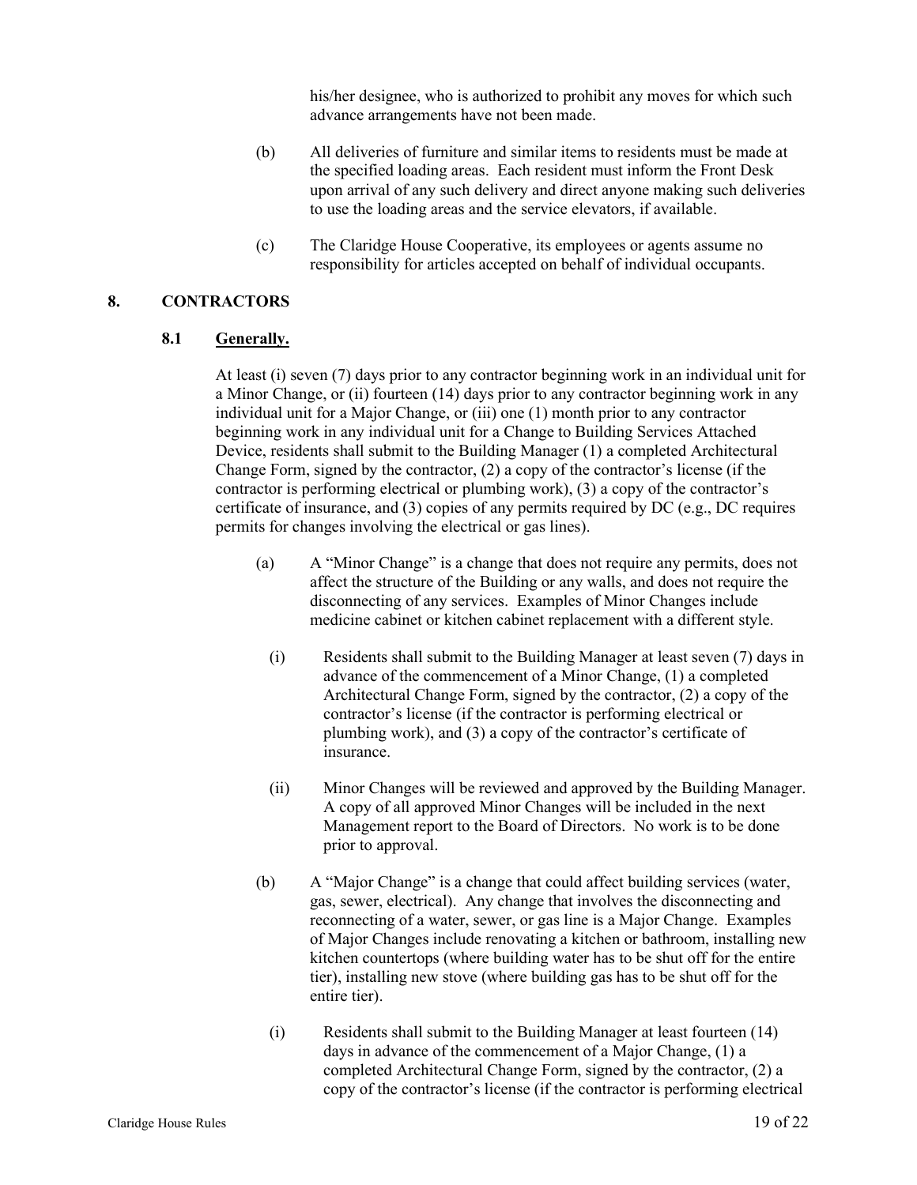his/her designee, who is authorized to prohibit any moves for which such advance arrangements have not been made.

(b) All deliveries of furniture and similar items to residents must be made at the specified loading areas. Each resident must inform the Front Desk upon arrival of any such delivery and direct anyone making such deliveries to use the loading areas and the service elevators, if available.

(c) The Claridge House Cooperative, its employees or agents assume no responsibility for articles accepted on behalf of individual occupants.

## 8. CONTRACTORS

### 8.1 <u>Generally.</u>

At least (i) seven (7) days prior to any contractor beginning work in an individual unit for a Minor Change, or (ii) fourteen (14) days prior to any contractor beginning work in any individual unit for a Major Change, or (iii) one (1) month prior to any contractor beginning work in any individual unit for a Change to Building Services Attached Device, residents shall submit to the Building Manager (1) a completed Architectural Change Form, signed by the contractor, (2) a copy of the contractor's license (if the contractor is performing electrical or plumbing work), (3) a copy of the contractor's certificate of insurance, and (3) copies of any permits required by DC (e.g., DC requires permits for changes involving the electrical or gas lines).

(a) A "Minor Change" is a change that does not require any permits, does not affect the structure of the Building or any walls, and does not require the disconnecting of any services. Examples of Minor Changes include medicine cabinet or kitchen cabinet replacement with a different style.

(i) Residents shall submit to the Building Manager at least seven (7) days in advance of the commencement of a Minor Change, (1) a completed Architectural Change Form, signed by the contractor, (2) a copy of the contractor's license (if the contractor is performing electrical or plumbing work), and (3) a copy of the contractor's certificate of insurance.

(ii) Minor Changes will be reviewed and approved by the Building Manager. A copy of all approved Minor Changes will be included in the next Management report to the Board of Directors. No work is to be done prior to approval.

(b) A "Major Change" is a change that could affect building services (water, gas, sewer, electrical). Any change that involves the disconnecting and reconnecting of a water, sewer, or gas line is a Major Change. Examples of Major Changes include renovating a kitchen or bathroom, installing new kitchen countertops (where building water has to be shut off for the entire tier), installing new stove (where building gas has to be shut off for the entire tier).

(i) Residents shall submit to the Building Manager at least fourteen (14) days in advance of the commencement of a Major Change, (1) a completed Architectural Change Form, signed by the contractor, (2) a copy of the contractor's license (if the contractor is performing electrical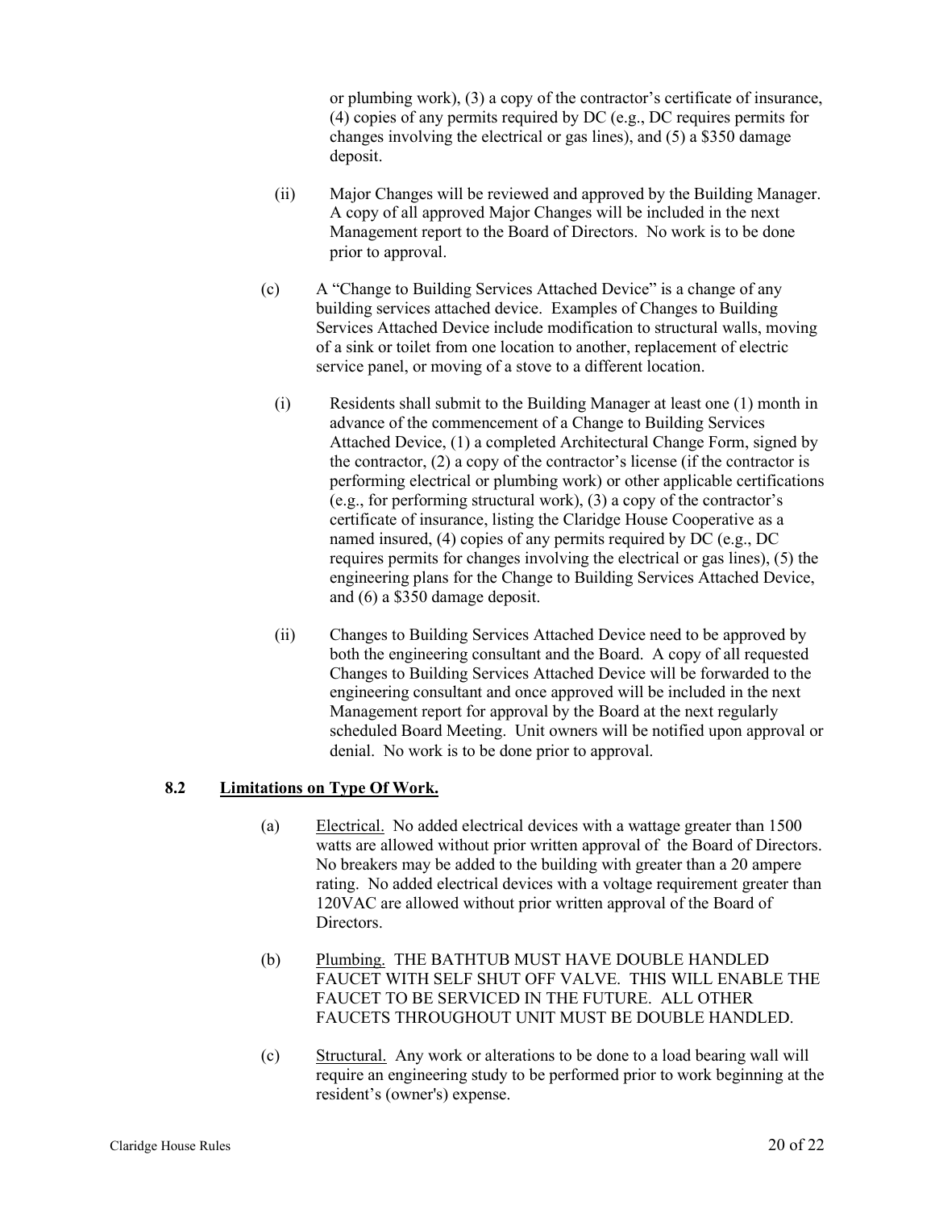or plumbing work), (3) a copy of the contractor's certificate of insurance, (4) copies of any permits required by DC (e.g., DC requires permits for changes involving the electrical or gas lines), and (5) a $350 damage deposit.

(ii) Major Changes will be reviewed and approved by the Building Manager. A copy of all approved Major Changes will be included in the next Management report to the Board of Directors. No work is to be done prior to approval.

(c) A "Change to Building Services Attached Device" is a change of any building services attached device. Examples of Changes to Building Services Attached Device include modification to structural walls, moving of a sink or toilet from one location to another, replacement of electric service panel, or moving of a stove to a different location.

(i) Residents shall submit to the Building Manager at least one (1) month in advance of the commencement of a Change to Building Services Attached Device, (1) a completed Architectural Change Form, signed by the contractor, (2) a copy of the contractor's license (if the contractor is performing electrical or plumbing work) or other applicable certifications (e.g., for performing structural work), (3) a copy of the contractor's certificate of insurance, listing the Claridge House Cooperative as a named insured, (4) copies of any permits required by DC (e.g., DC requires permits for changes involving the electrical or gas lines), (5) the engineering plans for the Change to Building Services Attached Device, and (6) a $350 damage deposit.

(ii) Changes to Building Services Attached Device need to be approved by both the engineering consultant and the Board. A copy of all requested Changes to Building Services Attached Device will be forwarded to the engineering consultant and once approved will be included in the next Management report for approval by the Board at the next regularly scheduled Board Meeting. Unit owners will be notified upon approval or denial. No work is to be done prior to approval.

### 8.2 Limitations on Type Of Work.

(a) Electrical. No added electrical devices with a wattage greater than 1500 watts are allowed without prior written approval of the Board of Directors. No breakers may be added to the building with greater than a 20 ampere rating. No added electrical devices with a voltage requirement greater than 120VAC are allowed without prior written approval of the Board of Directors.

(b) Plumbing. THE BATHTUB MUST HAVE DOUBLE HANDLED FAUCET WITH SELF SHUT OFF VALVE. THIS WILL ENABLE THE FAUCET TO BE SERVICED IN THE FUTURE. ALL OTHER FAUCETS THROUGHOUT UNIT MUST BE DOUBLE HANDLED.

(c) Structural. Any work or alterations to be done to a load bearing wall will require an engineering study to be performed prior to work beginning at the resident's (owner's) expense.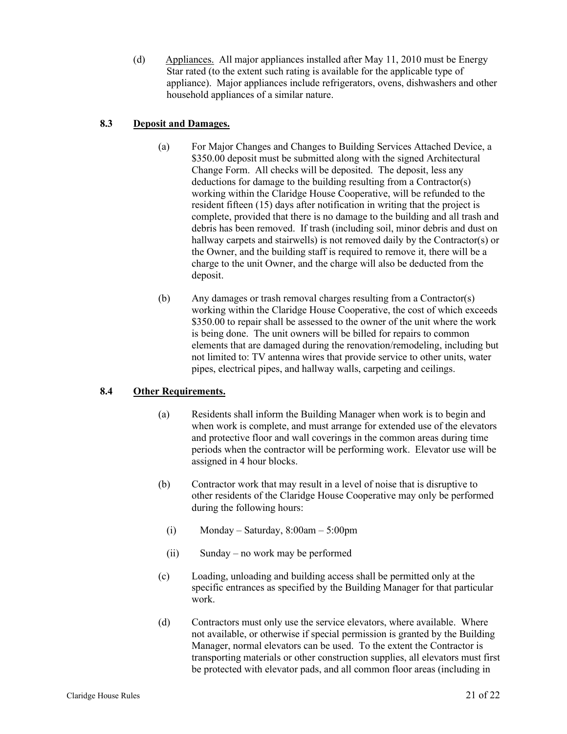(d) Appliances. All major appliances installed after May 11, 2010 must be Energy Star rated (to the extent such rating is available for the applicable type of appliance). Major appliances include refrigerators, ovens, dishwashers and other household appliances of a similar nature.

### 8.3 Deposit and Damages.

(a) For Major Changes and Changes to Building Services Attached Device, a $350.00 deposit must be submitted along with the signed Architectural Change Form. All checks will be deposited. The deposit, less any deductions for damage to the building resulting from a Contractor(s) working within the Claridge House Cooperative, will be refunded to the resident fifteen (15) days after notification in writing that the project is complete, provided that there is no damage to the building and all trash and debris has been removed. If trash (including soil, minor debris and dust on hallway carpets and stairwells) is not removed daily by the Contractor(s) or the Owner, and the building staff is required to remove it, there will be a charge to the unit Owner, and the charge will also be deducted from the deposit.

(b) Any damages or trash removal charges resulting from a Contractor(s) working within the Claridge House Cooperative, the cost of which exceeds $350.00 to repair shall be assessed to the owner of the unit where the work is being done. The unit owners will be billed for repairs to common elements that are damaged during the renovation/remodeling, including but not limited to: TV antenna wires that provide service to other units, water pipes, electrical pipes, and hallway walls, carpeting and ceilings.

### 8.4 Other Requirements.

(a) Residents shall inform the Building Manager when work is to begin and when work is complete, and must arrange for extended use of the elevators and protective floor and wall coverings in the common areas during time periods when the contractor will be performing work. Elevator use will be assigned in 4 hour blocks.

(b) Contractor work that may result in a level of noise that is disruptive to other residents of the Claridge House Cooperative may only be performed during the following hours:

(i) Monday – Saturday, 8:00am – 5:00pm

(ii) Sunday – no work may be performed

(c) Loading, unloading and building access shall be permitted only at the specific entrances as specified by the Building Manager for that particular work.

(d) Contractors must only use the service elevators, where available. Where not available, or otherwise if special permission is granted by the Building Manager, normal elevators can be used. To the extent the Contractor is transporting materials or other construction supplies, all elevators must first be protected with elevator pads, and all common floor areas (including in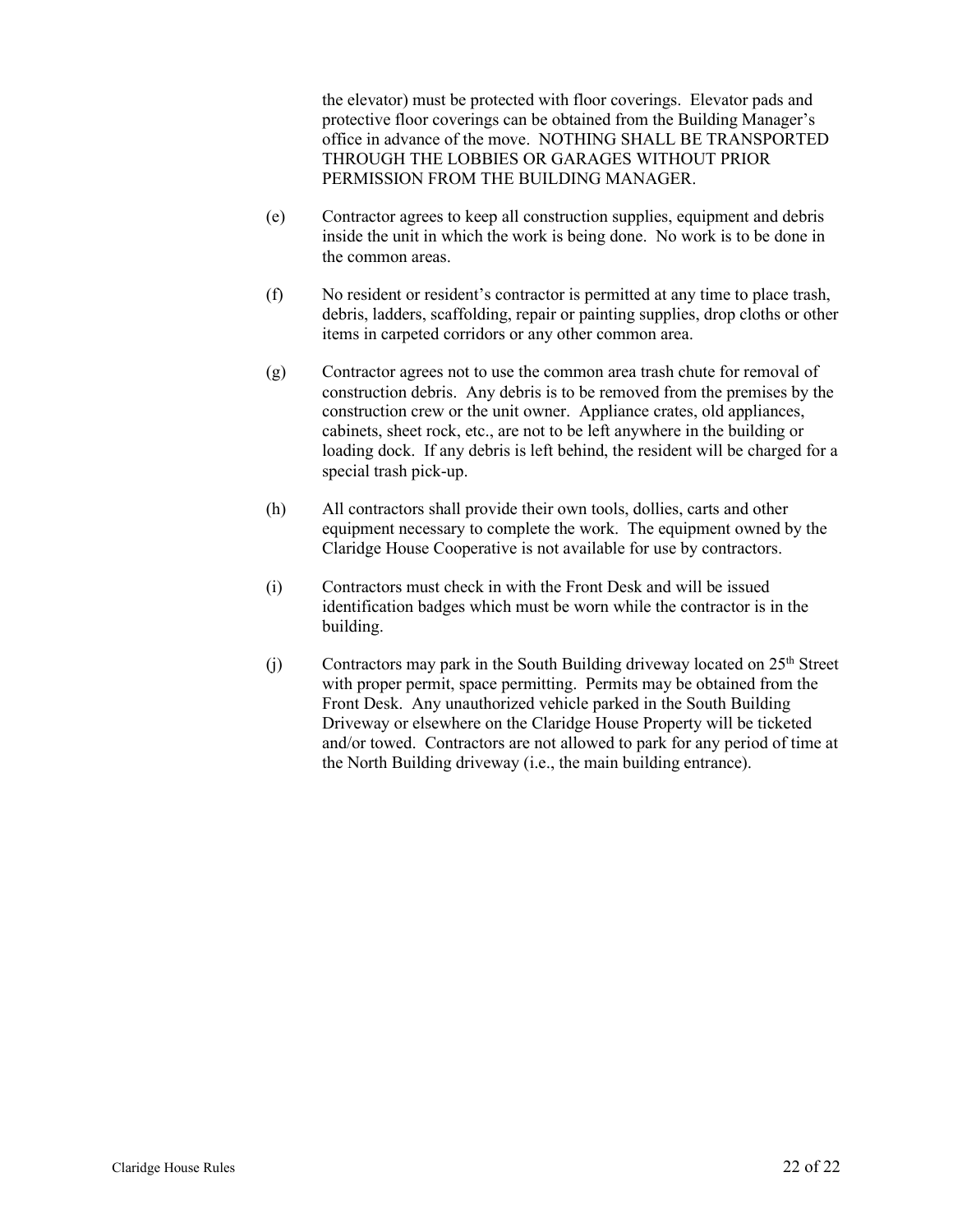the elevator) must be protected with floor coverings. Elevator pads and protective floor coverings can be obtained from the Building Manager's office in advance of the move. NOTHING SHALL BE TRANSPORTED THROUGH THE LOBBIES OR GARAGES WITHOUT PRIOR PERMISSION FROM THE BUILDING MANAGER.

(e) Contractor agrees to keep all construction supplies, equipment and debris inside the unit in which the work is being done. No work is to be done in the common areas.

(f) No resident or resident's contractor is permitted at any time to place trash, debris, ladders, scaffolding, repair or painting supplies, drop cloths or other items in carpeted corridors or any other common area.

(g) Contractor agrees not to use the common area trash chute for removal of construction debris. Any debris is to be removed from the premises by the construction crew or the unit owner. Appliance crates, old appliances, cabinets, sheet rock, etc., are not to be left anywhere in the building or loading dock. If any debris is left behind, the resident will be charged for a special trash pick-up.

(h) All contractors shall provide their own tools, dollies, carts and other equipment necessary to complete the work. The equipment owned by the Claridge House Cooperative is not available for use by contractors.

(i) Contractors must check in with the Front Desk and will be issued identification badges which must be worn while the contractor is in the building.

(j) Contractors may park in the South Building driveway located on 25th Street with proper permit, space permitting. Permits may be obtained from the Front Desk. Any unauthorized vehicle parked in the South Building Driveway or elsewhere on the Claridge House Property will be ticketed and/or towed. Contractors are not allowed to park for any period of time at the North Building driveway (i.e., the main building entrance).